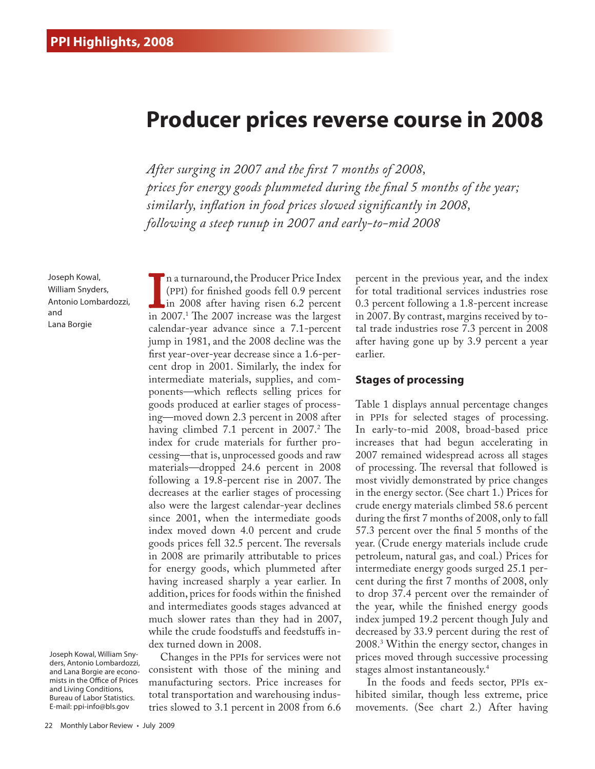PPI Highlights, 2008

# Producer prices reverse course in 2008

*After surging in 2007 and the first 7 months of 2008, prices for energy goods plummeted during the final 5 months of the year; similarly, inflation in food prices slowed significantly in 2008, following a steep runup in 2007 and early-to-mid 2008*

Joseph Kowal, William Snyders, Antonio Lombardozzi, and Lana Borgie

In a turnaround, the Producer Price Index (PPI) for finished goods fell 0.9 percent in 2008 after having risen 6.2 percent in 2007.[1] The 2007 increase was the largest calendar-year advance since a 7.1-percent jump in 1981, and the 2008 decline was the first year-over-year decrease since a 1.6-percent drop in 2001. Similarly, the index for intermediate materials, supplies, and components—which reflects selling prices for goods produced at earlier stages of processing—moved down 2.3 percent in 2008 after having climbed 7.1 percent in 2007.[2] The index for crude materials for further processing—that is, unprocessed goods and raw materials—dropped 24.6 percent in 2008 following a 19.8-percent rise in 2007. The decreases at the earlier stages of processing also were the largest calendar-year declines since 2001, when the intermediate goods index moved down 4.0 percent and crude goods prices fell 32.5 percent. The reversals in 2008 are primarily attributable to prices for energy goods, which plummeted after having increased sharply a year earlier. In addition, prices for foods within the finished and intermediates goods stages advanced at much slower rates than they had in 2007, while the crude foodstuffs and feedstuffs index turned down in 2008.

Changes in the PPIs for services were not consistent with those of the mining and manufacturing sectors. Price increases for total transportation and warehousing industries slowed to 3.1 percent in 2008 from 6.6 percent in the previous year, and the index for total traditional services industries rose 0.3 percent following a 1.8-percent increase in 2007. By contrast, margins received by total trade industries rose 7.3 percent in 2008 after having gone up by 3.9 percent a year earlier.

Joseph Kowal, William Snyders, Antonio Lombardozzi, and Lana Borgie are economists in the Office of Prices and Living Conditions, Bureau of Labor Statistics. E-mail: ppi-info@bls.gov

## Stages of processing

Table 1 displays annual percentage changes in PPIs for selected stages of processing. In early-to-mid 2008, broad-based price increases that had begun accelerating in 2007 remained widespread across all stages of processing. The reversal that followed is most vividly demonstrated by price changes in the energy sector. (See chart 1.) Prices for crude energy materials climbed 58.6 percent during the first 7 months of 2008, only to fall 57.3 percent over the final 5 months of the year. (Crude energy materials include crude petroleum, natural gas, and coal.) Prices for intermediate energy goods surged 25.1 percent during the first 7 months of 2008, only to drop 37.4 percent over the remainder of the year, while the finished energy goods index jumped 19.2 percent though July and decreased by 33.9 percent during the rest of 2008.[3] Within the energy sector, changes in prices moved through successive processing stages almost instantaneously.[4]

In the foods and feeds sector, PPIs exhibited similar, though less extreme, price movements. (See chart 2.) After having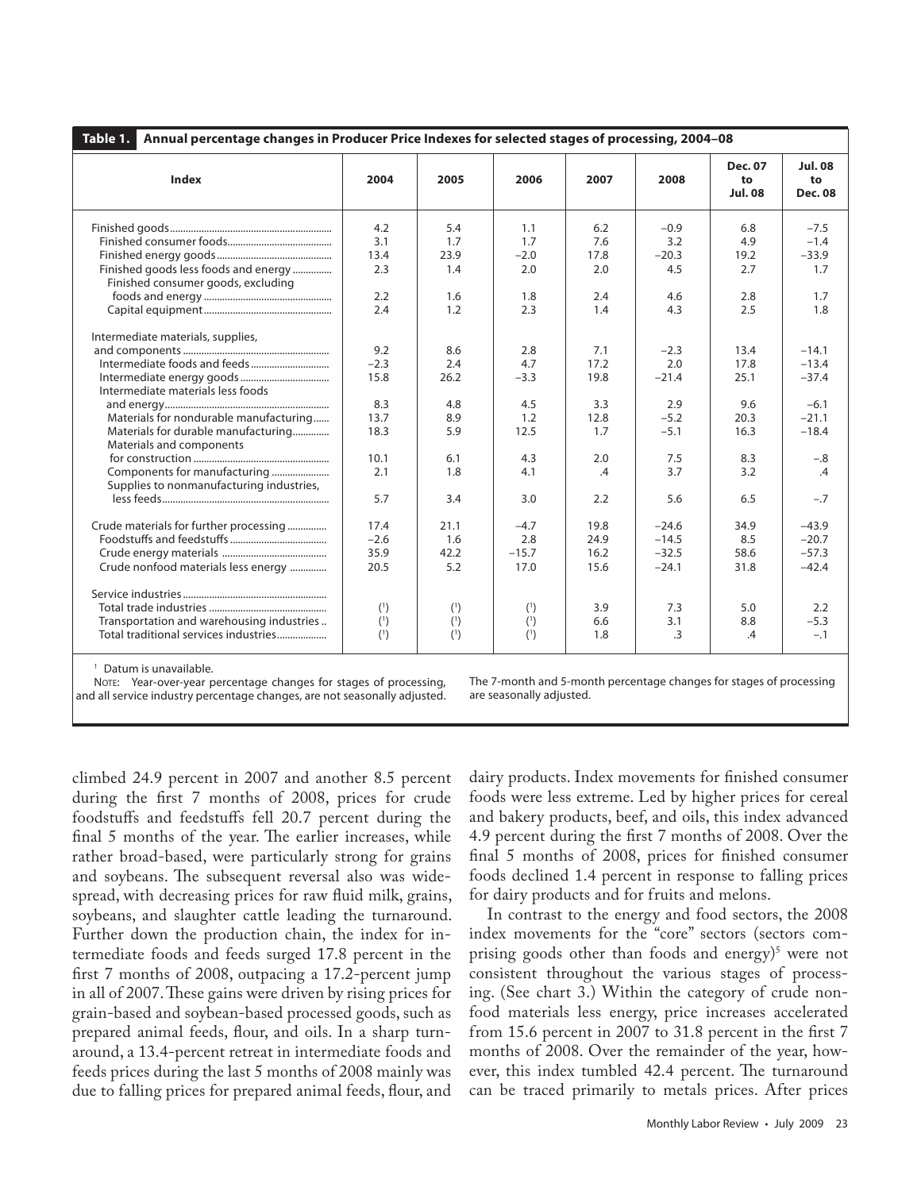**Table 1. Annual percentage changes in Producer Price Indexes for selected stages of processing, 2004–08**

| Index | 2004 | 2005 | 2006 | 2007 | 2008 | Dec. 07 to Jul. 08 | Jul. 08 to Dec. 08 |
|---|---|---|---|---|---|---|---|
| Finished goods | 4.2 | 5.4 | 1.1 | 6.2 | −0.9 | 6.8 | −7.5 |
| Finished consumer foods | 3.1 | 1.7 | 1.7 | 7.6 | 3.2 | 4.9 | −1.4 |
| Finished energy goods | 13.4 | 23.9 | −2.0 | 17.8 | −20.3 | 19.2 | −33.9 |
| Finished goods less foods and energy | 2.3 | 1.4 | 2.0 | 2.0 | 4.5 | 2.7 | 1.7 |
| Finished consumer goods, excluding foods and energy | 2.2 | 1.6 | 1.8 | 2.4 | 4.6 | 2.8 | 1.7 |
| Capital equipment | 2.4 | 1.2 | 2.3 | 1.4 | 4.3 | 2.5 | 1.8 |
| Intermediate materials, supplies, and components | 9.2 | 8.6 | 2.8 | 7.1 | −2.3 | 13.4 | −14.1 |
| Intermediate foods and feeds | −2.3 | 2.4 | 4.7 | 17.2 | 2.0 | 17.8 | −13.4 |
| Intermediate energy goods | 15.8 | 26.2 | −3.3 | 19.8 | −21.4 | 25.1 | −37.4 |
| Intermediate materials less foods and energy | 8.3 | 4.8 | 4.5 | 3.3 | 2.9 | 9.6 | −6.1 |
| Materials for nondurable manufacturing | 13.7 | 8.9 | 1.2 | 12.8 | −5.2 | 20.3 | −21.1 |
| Materials for durable manufacturing | 18.3 | 5.9 | 12.5 | 1.7 | −5.1 | 16.3 | −18.4 |
| Materials and components for construction | 10.1 | 6.1 | 4.3 | 2.0 | 7.5 | 8.3 | −.8 |
| Components for manufacturing | 2.1 | 1.8 | 4.1 | .4 | 3.7 | 3.2 | .4 |
| Supplies to nonmanufacturing industries, less feeds | 5.7 | 3.4 | 3.0 | 2.2 | 5.6 | 6.5 | −.7 |
| Crude materials for further processing | 17.4 | 21.1 | −4.7 | 19.8 | −24.6 | 34.9 | −43.9 |
| Foodstuffs and feedstuffs | −2.6 | 1.6 | 2.8 | 24.9 | −14.5 | 8.5 | −20.7 |
| Crude energy materials | 35.9 | 42.2 | −15.7 | 16.2 | −32.5 | 58.6 | −57.3 |
| Crude nonfood materials less energy | 20.5 | 5.2 | 17.0 | 15.6 | −24.1 | 31.8 | −42.4 |
| Service industries | | | | | | | |
| Total trade industries | (1) | (1) | (1) | 3.9 | 7.3 | 5.0 | 2.2 |
| Transportation and warehousing industries | (1) | (1) | (1) | 6.6 | 3.1 | 8.8 | −5.3 |
| Total traditional services industries | (1) | (1) | (1) | 1.8 | .3 | .4 | −.1 |

[1] Datum is unavailable.

NOTE: Year-over-year percentage changes for stages of processing, and all service industry percentage changes, are not seasonally adjusted. The 7-month and 5-month percentage changes for stages of processing are seasonally adjusted.

climbed 24.9 percent in 2007 and another 8.5 percent during the first 7 months of 2008, prices for crude foodstuffs and feedstuffs fell 20.7 percent during the final 5 months of the year. The earlier increases, while rather broad-based, were particularly strong for grains and soybeans. The subsequent reversal also was widespread, with decreasing prices for raw fluid milk, grains, soybeans, and slaughter cattle leading the turnaround. Further down the production chain, the index for intermediate foods and feeds surged 17.8 percent in the first 7 months of 2008, outpacing a 17.2-percent jump in all of 2007. These gains were driven by rising prices for grain-based and soybean-based processed goods, such as prepared animal feeds, flour, and oils. In a sharp turnaround, a 13.4-percent retreat in intermediate foods and feeds prices during the last 5 months of 2008 mainly was due to falling prices for prepared animal feeds, flour, and dairy products. Index movements for finished consumer foods were less extreme. Led by higher prices for cereal and bakery products, beef, and oils, this index advanced 4.9 percent during the first 7 months of 2008. Over the final 5 months of 2008, prices for finished consumer foods declined 1.4 percent in response to falling prices for dairy products and for fruits and melons.

In contrast to the energy and food sectors, the 2008 index movements for the "core" sectors (sectors comprising goods other than foods and energy)[5] were not consistent throughout the various stages of processing. (See chart 3.) Within the category of crude nonfood materials less energy, price increases accelerated from 15.6 percent in 2007 to 31.8 percent in the first 7 months of 2008. Over the remainder of the year, however, this index tumbled 42.4 percent. The turnaround can be traced primarily to metals prices. After prices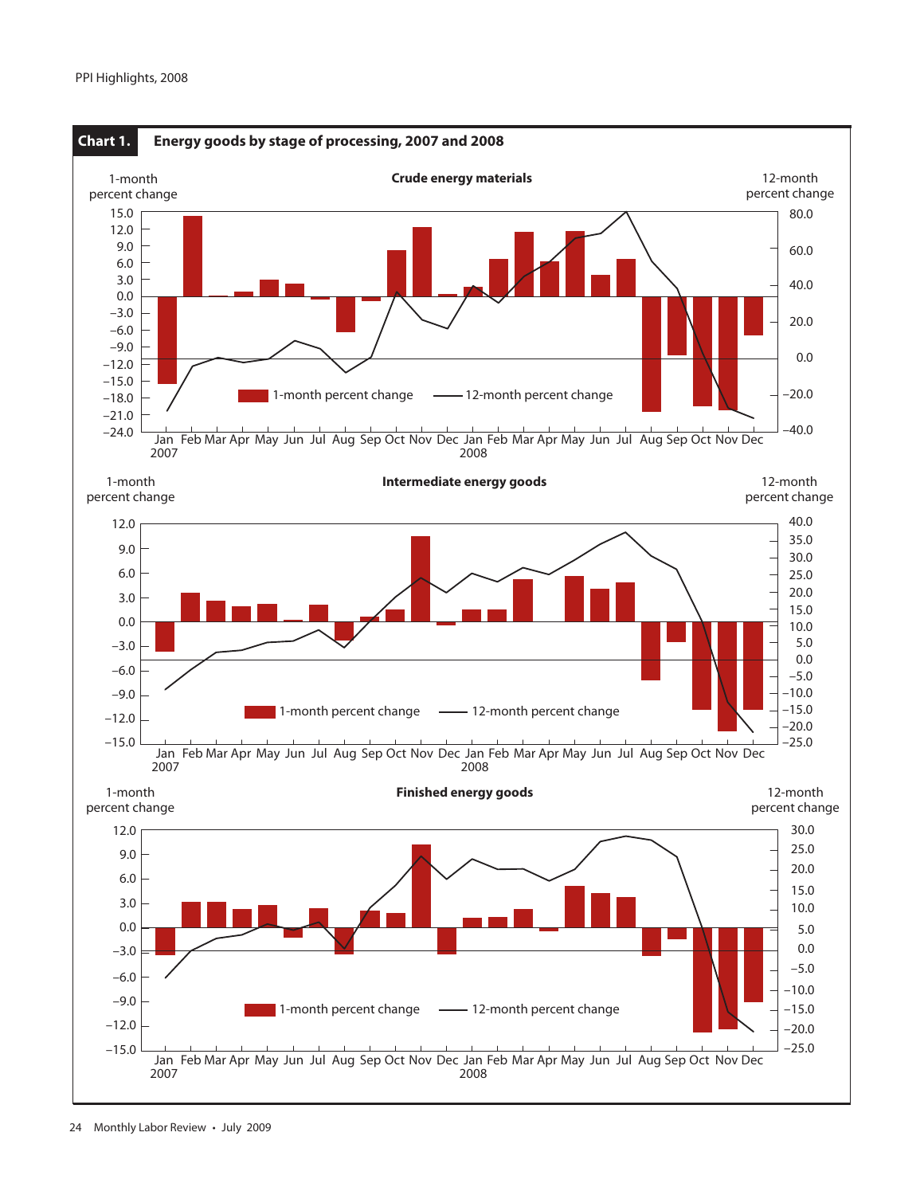**Chart 1. Energy goods by stage of processing, 2007 and 2008**

Crude energy materials

1-month percent change | 12-month percent change

1-month percent change — 12-month percent change

Jan 2007 Feb Mar Apr May Jun Jul Aug Sep Oct Nov Dec Jan 2008 Feb Mar Apr May Jun Jul Aug Sep Oct Nov Dec

Intermediate energy goods

1-month percent change | 12-month percent change

1-month percent change — 12-month percent change

Jan 2007 Feb Mar Apr May Jun Jul Aug Sep Oct Nov Dec Jan 2008 Feb Mar Apr May Jun Jul Aug Sep Oct Nov Dec

Finished energy goods

1-month percent change | 12-month percent change

1-month percent change — 12-month percent change

Jan 2007 Feb Mar Apr May Jun Jul Aug Sep Oct Nov Dec Jan 2008 Feb Mar Apr May Jun Jul Aug Sep Oct Nov Dec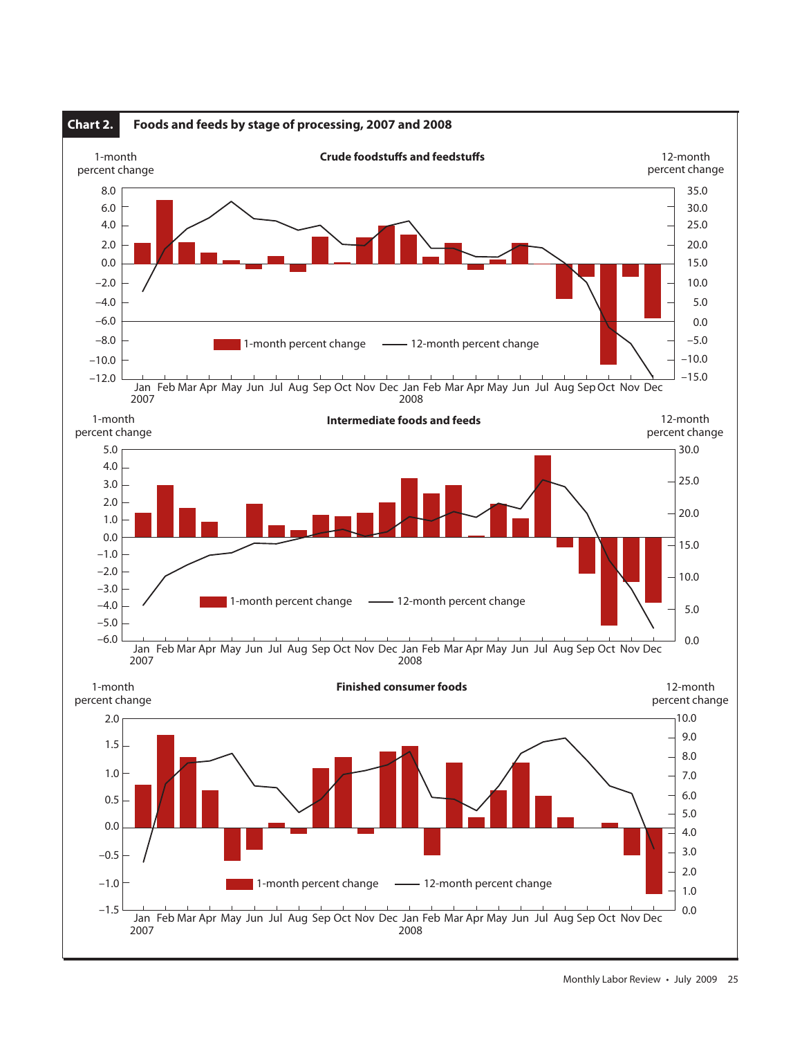**Chart 2. Foods and feeds by stage of processing, 2007 and 2008**

### Crude foodstuffs and feedstuffs

1-month percent change | 12-month percent change

1-month percent change — 12-month percent change

Jan 2007, Feb, Mar, Apr, May, Jun, Jul, Aug, Sep, Oct, Nov, Dec, Jan 2008, Feb, Mar, Apr, May, Jun, Jul, Aug, Sep, Oct, Nov, Dec

### Intermediate foods and feeds

1-month percent change | 12-month percent change

1-month percent change — 12-month percent change

Jan 2007, Feb, Mar, Apr, May, Jun, Jul, Aug, Sep, Oct, Nov, Dec, Jan 2008, Feb, Mar, Apr, May, Jun, Jul, Aug, Sep, Oct, Nov, Dec

### Finished consumer foods

1-month percent change | 12-month percent change

1-month percent change — 12-month percent change

Jan 2007, Feb, Mar, Apr, May, Jun, Jul, Aug, Sep, Oct, Nov, Dec, Jan 2008, Feb, Mar, Apr, May, Jun, Jul, Aug, Sep, Oct, Nov, Dec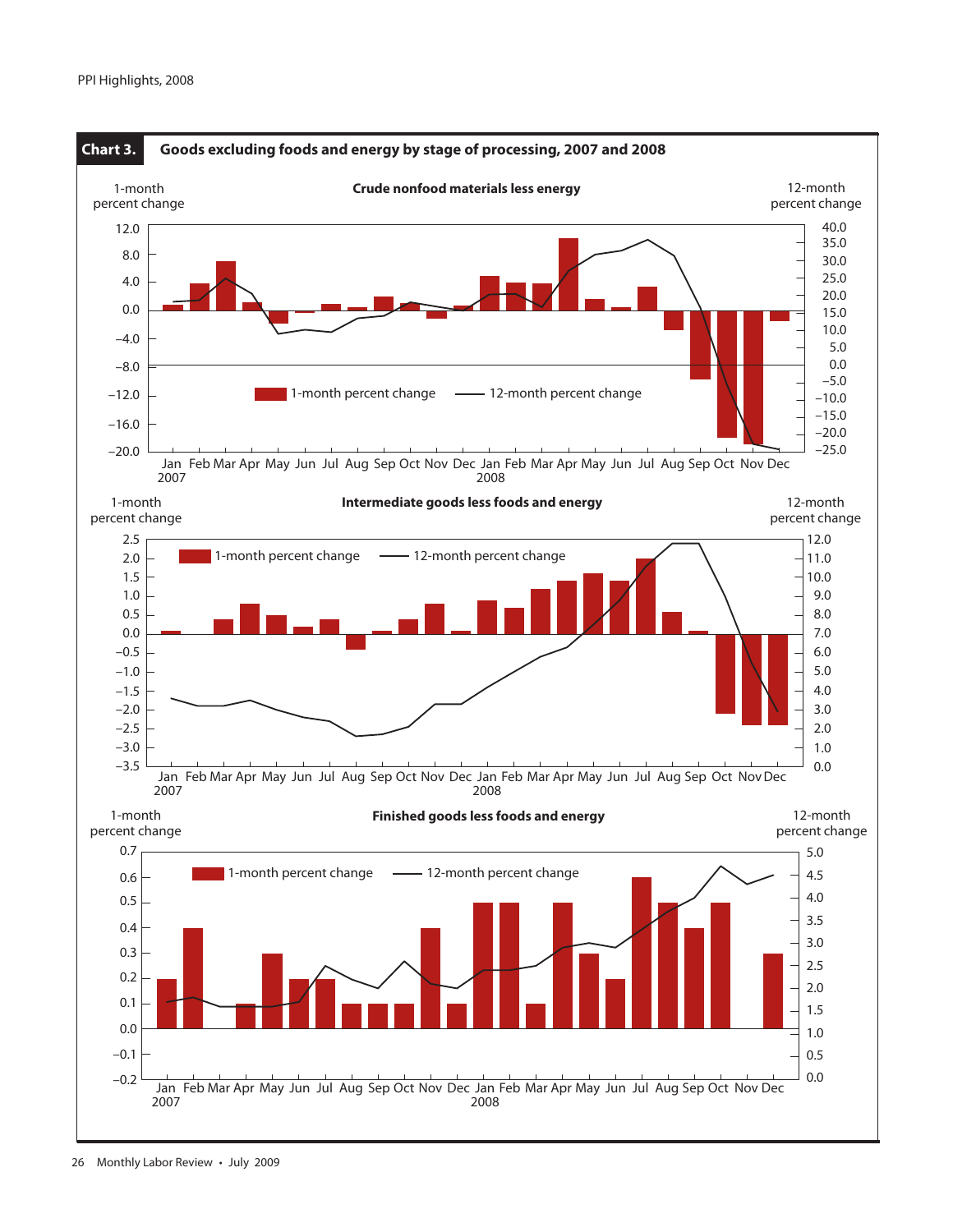**Chart 3. Goods excluding foods and energy by stage of processing, 2007 and 2008**

**Crude nonfood materials less energy**

1-month percent change | 12-month percent change

1-month percent change — 12-month percent change

Jan 2007, Feb, Mar, Apr, May, Jun, Jul, Aug, Sep, Oct, Nov, Dec, Jan 2008, Feb, Mar, Apr, May, Jun, Jul, Aug, Sep, Oct, Nov, Dec

**Intermediate goods less foods and energy**

1-month percent change | 12-month percent change

1-month percent change — 12-month percent change

Jan 2007, Feb, Mar, Apr, May, Jun, Jul, Aug, Sep, Oct, Nov, Dec, Jan 2008, Feb, Mar, Apr, May, Jun, Jul, Aug, Sep, Oct, Nov, Dec

**Finished goods less foods and energy**

1-month percent change | 12-month percent change

1-month percent change — 12-month percent change

Jan 2007, Feb, Mar, Apr, May, Jun, Jul, Aug, Sep, Oct, Nov, Dec, Jan 2008, Feb, Mar, Apr, May, Jun, Jul, Aug, Sep, Oct, Nov, Dec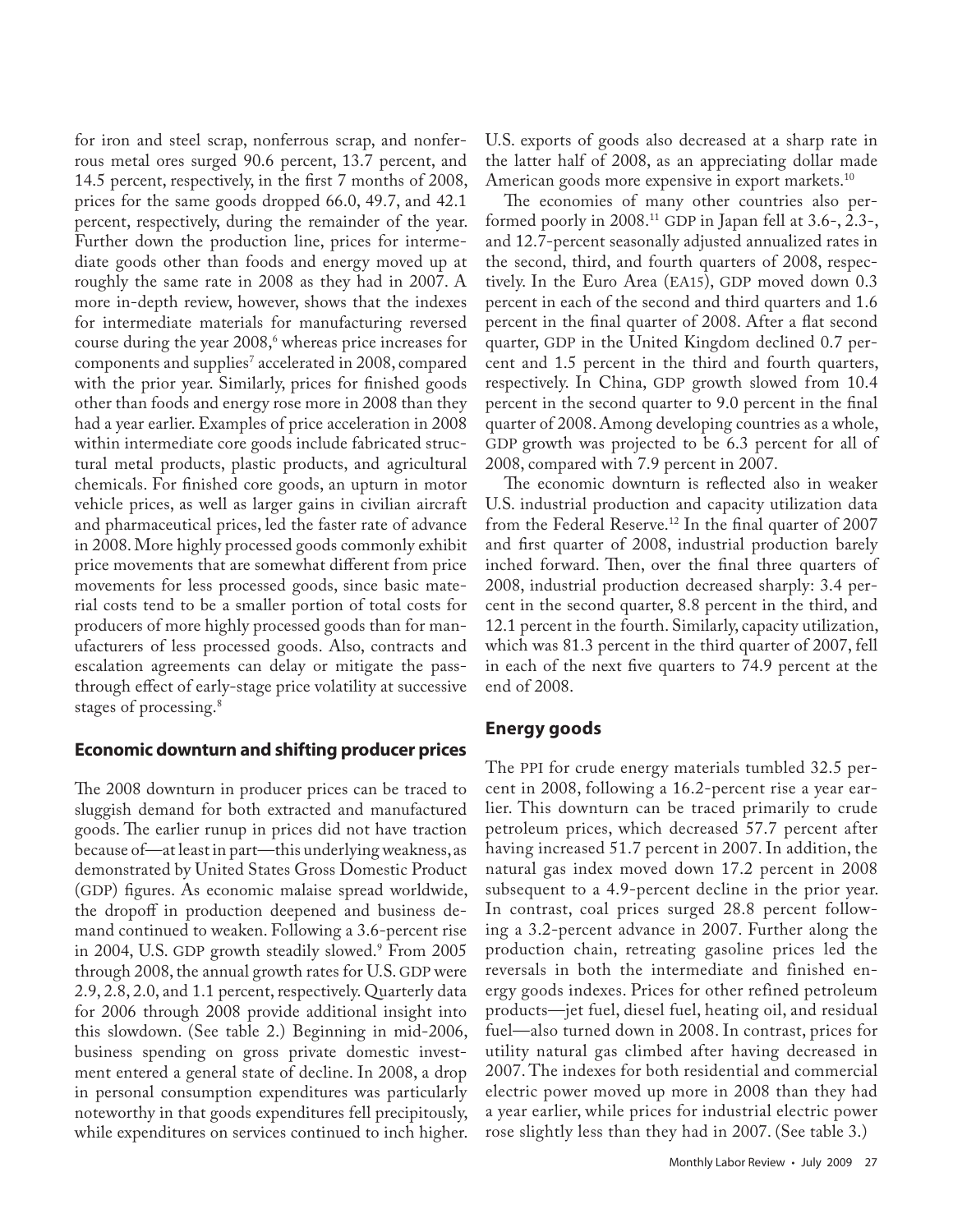for iron and steel scrap, nonferrous scrap, and nonferrous metal ores surged 90.6 percent, 13.7 percent, and 14.5 percent, respectively, in the first 7 months of 2008, prices for the same goods dropped 66.0, 49.7, and 42.1 percent, respectively, during the remainder of the year. Further down the production line, prices for intermediate goods other than foods and energy moved up at roughly the same rate in 2008 as they had in 2007. A more in-depth review, however, shows that the indexes for intermediate materials for manufacturing reversed course during the year 2008,[6] whereas price increases for components and supplies[7] accelerated in 2008, compared with the prior year. Similarly, prices for finished goods other than foods and energy rose more in 2008 than they had a year earlier. Examples of price acceleration in 2008 within intermediate core goods include fabricated structural metal products, plastic products, and agricultural chemicals. For finished core goods, an upturn in motor vehicle prices, as well as larger gains in civilian aircraft and pharmaceutical prices, led the faster rate of advance in 2008. More highly processed goods commonly exhibit price movements that are somewhat different from price movements for less processed goods, since basic material costs tend to be a smaller portion of total costs for producers of more highly processed goods than for manufacturers of less processed goods. Also, contracts and escalation agreements can delay or mitigate the pass-through effect of early-stage price volatility at successive stages of processing.[8]

## Economic downturn and shifting producer prices

The 2008 downturn in producer prices can be traced to sluggish demand for both extracted and manufactured goods. The earlier runup in prices did not have traction because of—at least in part—this underlying weakness, as demonstrated by United States Gross Domestic Product (GDP) figures. As economic malaise spread worldwide, the dropoff in production deepened and business demand continued to weaken. Following a 3.6-percent rise in 2004, U.S. GDP growth steadily slowed.[9] From 2005 through 2008, the annual growth rates for U.S. GDP were 2.9, 2.8, 2.0, and 1.1 percent, respectively. Quarterly data for 2006 through 2008 provide additional insight into this slowdown. (See table 2.) Beginning in mid-2006, business spending on gross private domestic investment entered a general state of decline. In 2008, a drop in personal consumption expenditures was particularly noteworthy in that goods expenditures fell precipitously, while expenditures on services continued to inch higher. U.S. exports of goods also decreased at a sharp rate in the latter half of 2008, as an appreciating dollar made American goods more expensive in export markets.[10]

The economies of many other countries also performed poorly in 2008.[11] GDP in Japan fell at 3.6-, 2.3-, and 12.7-percent seasonally adjusted annualized rates in the second, third, and fourth quarters of 2008, respectively. In the Euro Area (EA15), GDP moved down 0.3 percent in each of the second and third quarters and 1.6 percent in the final quarter of 2008. After a flat second quarter, GDP in the United Kingdom declined 0.7 percent and 1.5 percent in the third and fourth quarters, respectively. In China, GDP growth slowed from 10.4 percent in the second quarter to 9.0 percent in the final quarter of 2008. Among developing countries as a whole, GDP growth was projected to be 6.3 percent for all of 2008, compared with 7.9 percent in 2007.

The economic downturn is reflected also in weaker U.S. industrial production and capacity utilization data from the Federal Reserve.[12] In the final quarter of 2007 and first quarter of 2008, industrial production barely inched forward. Then, over the final three quarters of 2008, industrial production decreased sharply: 3.4 percent in the second quarter, 8.8 percent in the third, and 12.1 percent in the fourth. Similarly, capacity utilization, which was 81.3 percent in the third quarter of 2007, fell in each of the next five quarters to 74.9 percent at the end of 2008.

## Energy goods

The PPI for crude energy materials tumbled 32.5 percent in 2008, following a 16.2-percent rise a year earlier. This downturn can be traced primarily to crude petroleum prices, which decreased 57.7 percent after having increased 51.7 percent in 2007. In addition, the natural gas index moved down 17.2 percent in 2008 subsequent to a 4.9-percent decline in the prior year. In contrast, coal prices surged 28.8 percent following a 3.2-percent advance in 2007. Further along the production chain, retreating gasoline prices led the reversals in both the intermediate and finished energy goods indexes. Prices for other refined petroleum products—jet fuel, diesel fuel, heating oil, and residual fuel—also turned down in 2008. In contrast, prices for utility natural gas climbed after having decreased in 2007. The indexes for both residential and commercial electric power moved up more in 2008 than they had a year earlier, while prices for industrial electric power rose slightly less than they had in 2007. (See table 3.)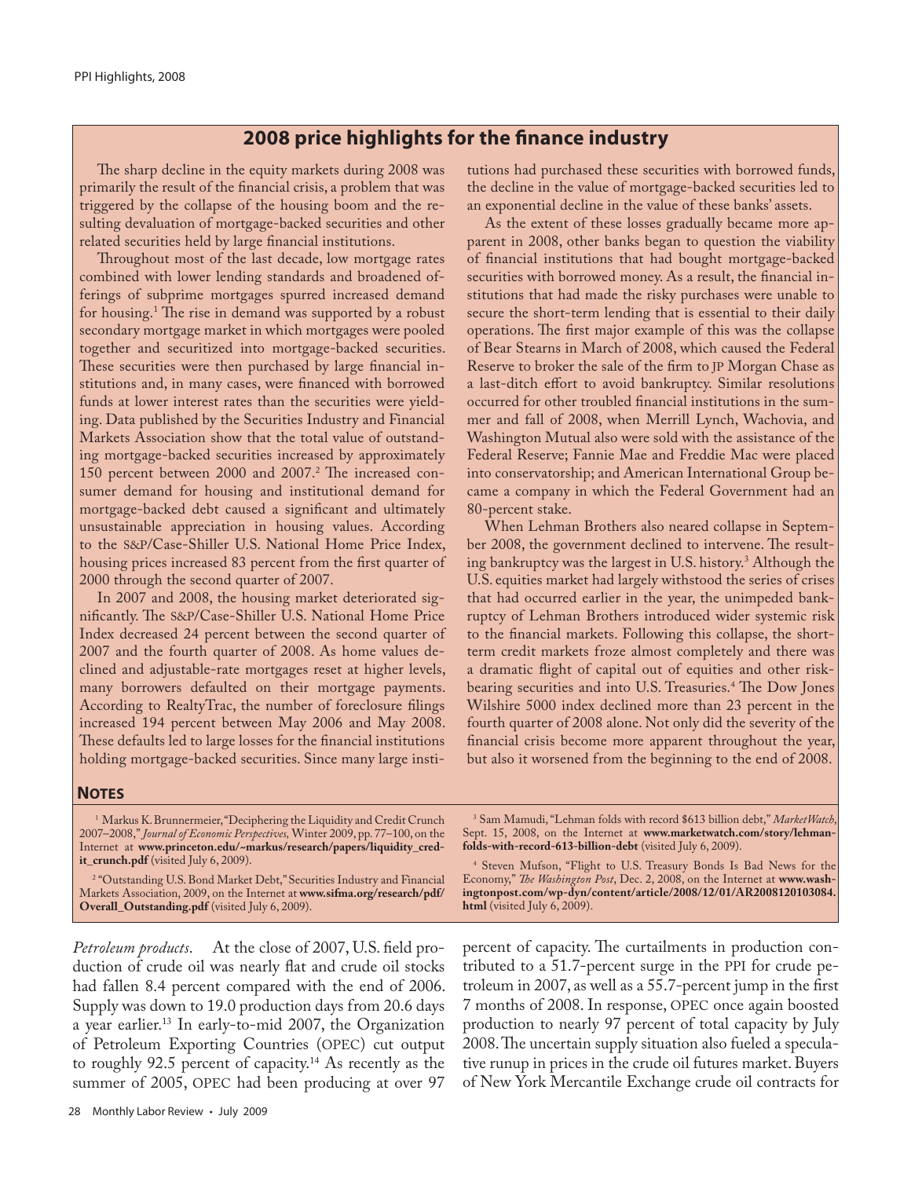## 2008 price highlights for the finance industry

The sharp decline in the equity markets during 2008 was primarily the result of the financial crisis, a problem that was triggered by the collapse of the housing boom and the resulting devaluation of mortgage-backed securities and other related securities held by large financial institutions.

Throughout most of the last decade, low mortgage rates combined with lower lending standards and broadened offerings of subprime mortgages spurred increased demand for housing.[1] The rise in demand was supported by a robust secondary mortgage market in which mortgages were pooled together and securitized into mortgage-backed securities. These securities were then purchased by large financial institutions and, in many cases, were financed with borrowed funds at lower interest rates than the securities were yielding. Data published by the Securities Industry and Financial Markets Association show that the total value of outstanding mortgage-backed securities increased by approximately 150 percent between 2000 and 2007.[2] The increased consumer demand for housing and institutional demand for mortgage-backed debt caused a significant and ultimately unsustainable appreciation in housing values. According to the S&P/Case-Shiller U.S. National Home Price Index, housing prices increased 83 percent from the first quarter of 2000 through the second quarter of 2007.

In 2007 and 2008, the housing market deteriorated significantly. The S&P/Case-Shiller U.S. National Home Price Index decreased 24 percent between the second quarter of 2007 and the fourth quarter of 2008. As home values declined and adjustable-rate mortgages reset at higher levels, many borrowers defaulted on their mortgage payments. According to RealtyTrac, the number of foreclosure filings increased 194 percent between May 2006 and May 2008. These defaults led to large losses for the financial institutions holding mortgage-backed securities. Since many large institutions had purchased these securities with borrowed funds, the decline in the value of mortgage-backed securities led to an exponential decline in the value of these banks' assets.

As the extent of these losses gradually became more apparent in 2008, other banks began to question the viability of financial institutions that had bought mortgage-backed securities with borrowed money. As a result, the financial institutions that had made the risky purchases were unable to secure the short-term lending that is essential to their daily operations. The first major example of this was the collapse of Bear Stearns in March of 2008, which caused the Federal Reserve to broker the sale of the firm to JP Morgan Chase as a last-ditch effort to avoid bankruptcy. Similar resolutions occurred for other troubled financial institutions in the summer and fall of 2008, when Merrill Lynch, Wachovia, and Washington Mutual also were sold with the assistance of the Federal Reserve; Fannie Mae and Freddie Mac were placed into conservatorship; and American International Group became a company in which the Federal Government had an 80-percent stake.

When Lehman Brothers also neared collapse in September 2008, the government declined to intervene. The resulting bankruptcy was the largest in U.S. history.[3] Although the U.S. equities market had largely withstood the series of crises that had occurred earlier in the year, the unimpeded bankruptcy of Lehman Brothers introduced wider systemic risk to the financial markets. Following this collapse, the short-term credit markets froze almost completely and there was a dramatic flight of capital out of equities and other risk-bearing securities and into U.S. Treasuries.[4] The Dow Jones Wilshire 5000 index declined more than 23 percent in the fourth quarter of 2008 alone. Not only did the severity of the financial crisis become more apparent throughout the year, but also it worsened from the beginning to the end of 2008.

### Notes

[1] Markus K. Brunnermeier, "Deciphering the Liquidity and Credit Crunch 2007–2008," *Journal of Economic Perspectives,* Winter 2009, pp. 77–100, on the Internet at **www.princeton.edu/~markus/research/papers/liquidity_credit_crunch.pdf** (visited July 6, 2009).

[2] "Outstanding U.S. Bond Market Debt," Securities Industry and Financial Markets Association, 2009, on the Internet at **www.sifma.org/research/pdf/Overall_Outstanding.pdf** (visited July 6, 2009).

[3] Sam Mamudi, "Lehman folds with record $613 billion debt," *MarketWatch*, Sept. 15, 2008, on the Internet at **www.marketwatch.com/story/lehman-folds-with-record-613-billion-debt** (visited July 6, 2009).

[4] Steven Mufson, "Flight to U.S. Treasury Bonds Is Bad News for the Economy," *The Washington Post*, Dec. 2, 2008, on the Internet at **www.washingtonpost.com/wp-dyn/content/article/2008/12/01/AR2008120103084.html** (visited July 6, 2009).

*Petroleum products*. At the close of 2007, U.S. field production of crude oil was nearly flat and crude oil stocks had fallen 8.4 percent compared with the end of 2006. Supply was down to 19.0 production days from 20.6 days a year earlier.[13] In early-to-mid 2007, the Organization of Petroleum Exporting Countries (OPEC) cut output to roughly 92.5 percent of capacity.[14] As recently as the summer of 2005, OPEC had been producing at over 97 percent of capacity. The curtailments in production contributed to a 51.7-percent surge in the PPI for crude petroleum in 2007, as well as a 55.7-percent jump in the first 7 months of 2008. In response, OPEC once again boosted production to nearly 97 percent of total capacity by July 2008. The uncertain supply situation also fueled a speculative runup in prices in the crude oil futures market. Buyers of New York Mercantile Exchange crude oil contracts for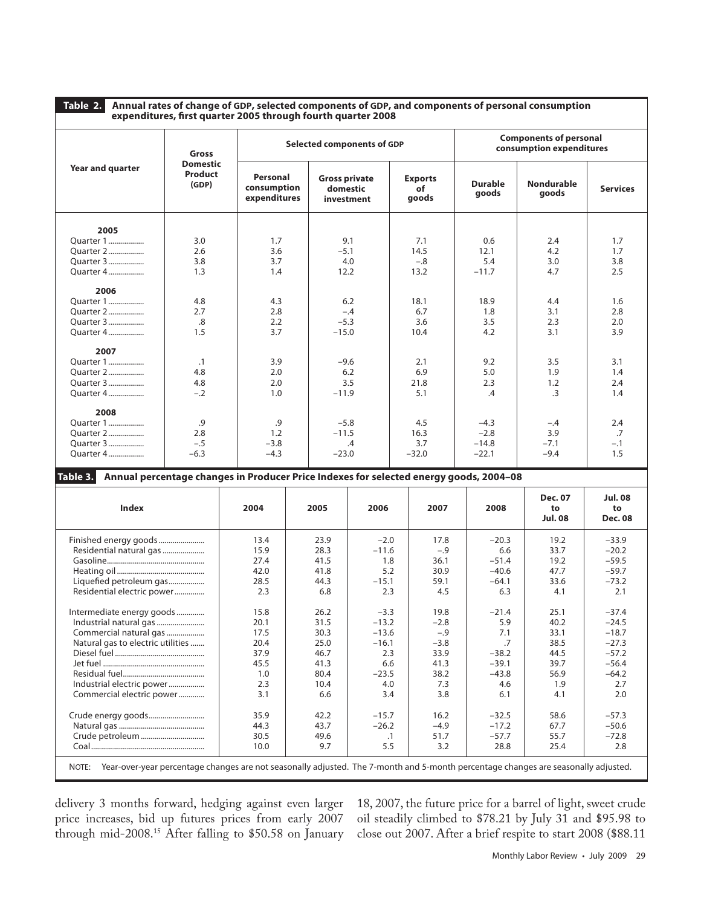**Table 2. Annual rates of change of GDP, selected components of GDP, and components of personal consumption expenditures, first quarter 2005 through fourth quarter 2008**

| Year and quarter | Gross Domestic Product (GDP) | Selected components of GDP | | | Components of personal consumption expenditures | | |
|---|---|---|---|---|---|---|---|
| | | Personal consumption expenditures | Gross private domestic investment | Exports of goods | Durable goods | Nondurable goods | Services |
| **2005** | | | | | | | |
| Quarter 1 | 3.0 | 1.7 | 9.1 | 7.1 | 0.6 | 2.4 | 1.7 |
| Quarter 2 | 2.6 | 3.6 | −5.1 | 14.5 | 12.1 | 4.2 | 1.7 |
| Quarter 3 | 3.8 | 3.7 | 4.0 | −.8 | 5.4 | 3.0 | 3.8 |
| Quarter 4 | 1.3 | 1.4 | 12.2 | 13.2 | −11.7 | 4.7 | 2.5 |
| **2006** | | | | | | | |
| Quarter 1 | 4.8 | 4.3 | 6.2 | 18.1 | 18.9 | 4.4 | 1.6 |
| Quarter 2 | 2.7 | 2.8 | −.4 | 6.7 | 1.8 | 3.1 | 2.8 |
| Quarter 3 | .8 | 2.2 | −5.3 | 3.6 | 3.5 | 2.3 | 2.0 |
| Quarter 4 | 1.5 | 3.7 | −15.0 | 10.4 | 4.2 | 3.1 | 3.9 |
| **2007** | | | | | | | |
| Quarter 1 | .1 | 3.9 | −9.6 | 2.1 | 9.2 | 3.5 | 3.1 |
| Quarter 2 | 4.8 | 2.0 | 6.2 | 6.9 | 5.0 | 1.9 | 1.4 |
| Quarter 3 | 4.8 | 2.0 | 3.5 | 21.8 | 2.3 | 1.2 | 2.4 |
| Quarter 4 | −.2 | 1.0 | −11.9 | 5.1 | .4 | .3 | 1.4 |
| **2008** | | | | | | | |
| Quarter 1 | .9 | .9 | −5.8 | 4.5 | −4.3 | −.4 | 2.4 |
| Quarter 2 | 2.8 | 1.2 | −11.5 | 16.3 | −2.8 | 3.9 | .7 |
| Quarter 3 | −.5 | −3.8 | .4 | 3.7 | −14.8 | −7.1 | −.1 |
| Quarter 4 | −6.3 | −4.3 | −23.0 | −32.0 | −22.1 | −9.4 | 1.5 |

**Table 3. Annual percentage changes in Producer Price Indexes for selected energy goods, 2004–08**

| Index | 2004 | 2005 | 2006 | 2007 | 2008 | Dec. 07 to Jul. 08 | Jul. 08 to Dec. 08 |
|---|---|---|---|---|---|---|---|
| Finished energy goods | 13.4 | 23.9 | −2.0 | 17.8 | −20.3 | 19.2 | −33.9 |
| Residential natural gas | 15.9 | 28.3 | −11.6 | −.9 | 6.6 | 33.7 | −20.2 |
| Gasoline | 27.4 | 41.5 | 1.8 | 36.1 | −51.4 | 19.2 | −59.5 |
| Heating oil | 42.0 | 41.8 | 5.2 | 30.9 | −40.6 | 47.7 | −59.7 |
| Liquefied petroleum gas | 28.5 | 44.3 | −15.1 | 59.1 | −64.1 | 33.6 | −73.2 |
| Residential electric power | 2.3 | 6.8 | 2.3 | 4.5 | 6.3 | 4.1 | 2.1 |
| Intermediate energy goods | 15.8 | 26.2 | −3.3 | 19.8 | −21.4 | 25.1 | −37.4 |
| Industrial natural gas | 20.1 | 31.5 | −13.2 | −2.8 | 5.9 | 40.2 | −24.5 |
| Commercial natural gas | 17.5 | 30.3 | −13.6 | −.9 | 7.1 | 33.1 | −18.7 |
| Natural gas to electric utilities | 20.4 | 25.0 | −16.1 | −3.8 | .7 | 38.5 | −27.3 |
| Diesel fuel | 37.9 | 46.7 | 2.3 | 33.9 | −38.2 | 44.5 | −57.2 |
| Jet fuel | 45.5 | 41.3 | 6.6 | 41.3 | −39.1 | 39.7 | −56.4 |
| Residual fuel | 1.0 | 80.4 | −23.5 | 38.2 | −43.8 | 56.9 | −64.2 |
| Industrial electric power | 2.3 | 10.4 | 4.0 | 7.3 | 4.6 | 1.9 | 2.7 |
| Commercial electric power | 3.1 | 6.6 | 3.4 | 3.8 | 6.1 | 4.1 | 2.0 |
| Crude energy goods | 35.9 | 42.2 | −15.7 | 16.2 | −32.5 | 58.6 | −57.3 |
| Natural gas | 44.3 | 43.7 | −26.2 | −4.9 | −17.2 | 67.7 | −50.6 |
| Crude petroleum | 30.5 | 49.6 | .1 | 51.7 | −57.7 | 55.7 | −72.8 |
| Coal | 10.0 | 9.7 | 5.5 | 3.2 | 28.8 | 25.4 | 2.8 |

NOTE: Year-over-year percentage changes are not seasonally adjusted. The 7-month and 5-month percentage changes are seasonally adjusted.

delivery 3 months forward, hedging against even larger price increases, bid up futures prices from early 2007 through mid-2008.[15] After falling to $50.58 on January 18, 2007, the future price for a barrel of light, sweet crude oil steadily climbed to $78.21 by July 31 and $95.98 to close out 2007. After a brief respite to start 2008 ($88.11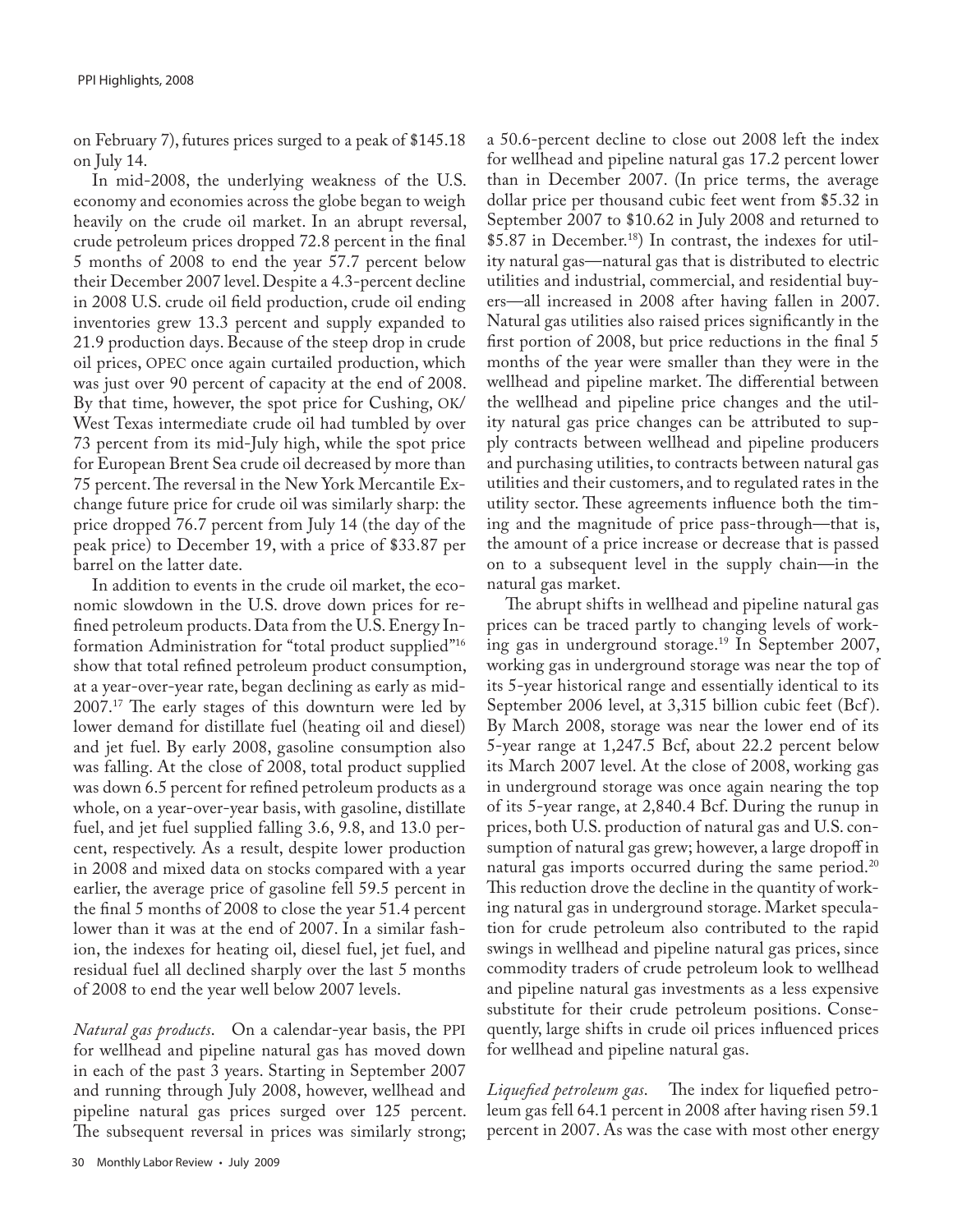on February 7), futures prices surged to a peak of $145.18 on July 14.

In mid-2008, the underlying weakness of the U.S. economy and economies across the globe began to weigh heavily on the crude oil market. In an abrupt reversal, crude petroleum prices dropped 72.8 percent in the final 5 months of 2008 to end the year 57.7 percent below their December 2007 level. Despite a 4.3-percent decline in 2008 U.S. crude oil field production, crude oil ending inventories grew 13.3 percent and supply expanded to 21.9 production days. Because of the steep drop in crude oil prices, OPEC once again curtailed production, which was just over 90 percent of capacity at the end of 2008. By that time, however, the spot price for Cushing, OK/West Texas intermediate crude oil had tumbled by over 73 percent from its mid-July high, while the spot price for European Brent Sea crude oil decreased by more than 75 percent. The reversal in the New York Mercantile Exchange future price for crude oil was similarly sharp: the price dropped 76.7 percent from July 14 (the day of the peak price) to December 19, with a price of $33.87 per barrel on the latter date.

In addition to events in the crude oil market, the economic slowdown in the U.S. drove down prices for refined petroleum products. Data from the U.S. Energy Information Administration for "total product supplied"[16] show that total refined petroleum product consumption, at a year-over-year rate, began declining as early as mid-2007.[17] The early stages of this downturn were led by lower demand for distillate fuel (heating oil and diesel) and jet fuel. By early 2008, gasoline consumption also was falling. At the close of 2008, total product supplied was down 6.5 percent for refined petroleum products as a whole, on a year-over-year basis, with gasoline, distillate fuel, and jet fuel supplied falling 3.6, 9.8, and 13.0 percent, respectively. As a result, despite lower production in 2008 and mixed data on stocks compared with a year earlier, the average price of gasoline fell 59.5 percent in the final 5 months of 2008 to close the year 51.4 percent lower than it was at the end of 2007. In a similar fashion, the indexes for heating oil, diesel fuel, jet fuel, and residual fuel all declined sharply over the last 5 months of 2008 to end the year well below 2007 levels.

*Natural gas products.* On a calendar-year basis, the PPI for wellhead and pipeline natural gas has moved down in each of the past 3 years. Starting in September 2007 and running through July 2008, however, wellhead and pipeline natural gas prices surged over 125 percent. The subsequent reversal in prices was similarly strong; a 50.6-percent decline to close out 2008 left the index for wellhead and pipeline natural gas 17.2 percent lower than in December 2007. (In price terms, the average dollar price per thousand cubic feet went from $5.32 in September 2007 to $10.62 in July 2008 and returned to $5.87 in December.[18]) In contrast, the indexes for utility natural gas—natural gas that is distributed to electric utilities and industrial, commercial, and residential buyers—all increased in 2008 after having fallen in 2007. Natural gas utilities also raised prices significantly in the first portion of 2008, but price reductions in the final 5 months of the year were smaller than they were in the wellhead and pipeline market. The differential between the wellhead and pipeline price changes and the utility natural gas price changes can be attributed to supply contracts between wellhead and pipeline producers and purchasing utilities, to contracts between natural gas utilities and their customers, and to regulated rates in the utility sector. These agreements influence both the timing and the magnitude of price pass-through—that is, the amount of a price increase or decrease that is passed on to a subsequent level in the supply chain—in the natural gas market.

The abrupt shifts in wellhead and pipeline natural gas prices can be traced partly to changing levels of working gas in underground storage.[19] In September 2007, working gas in underground storage was near the top of its 5-year historical range and essentially identical to its September 2006 level, at 3,315 billion cubic feet (Bcf). By March 2008, storage was near the lower end of its 5-year range at 1,247.5 Bcf, about 22.2 percent below its March 2007 level. At the close of 2008, working gas in underground storage was once again nearing the top of its 5-year range, at 2,840.4 Bcf. During the runup in prices, both U.S. production of natural gas and U.S. consumption of natural gas grew; however, a large dropoff in natural gas imports occurred during the same period.[20] This reduction drove the decline in the quantity of working natural gas in underground storage. Market speculation for crude petroleum also contributed to the rapid swings in wellhead and pipeline natural gas prices, since commodity traders of crude petroleum look to wellhead and pipeline natural gas investments as a less expensive substitute for their crude petroleum positions. Consequently, large shifts in crude oil prices influenced prices for wellhead and pipeline natural gas.

*Liquefied petroleum gas.* The index for liquefied petroleum gas fell 64.1 percent in 2008 after having risen 59.1 percent in 2007. As was the case with most other energy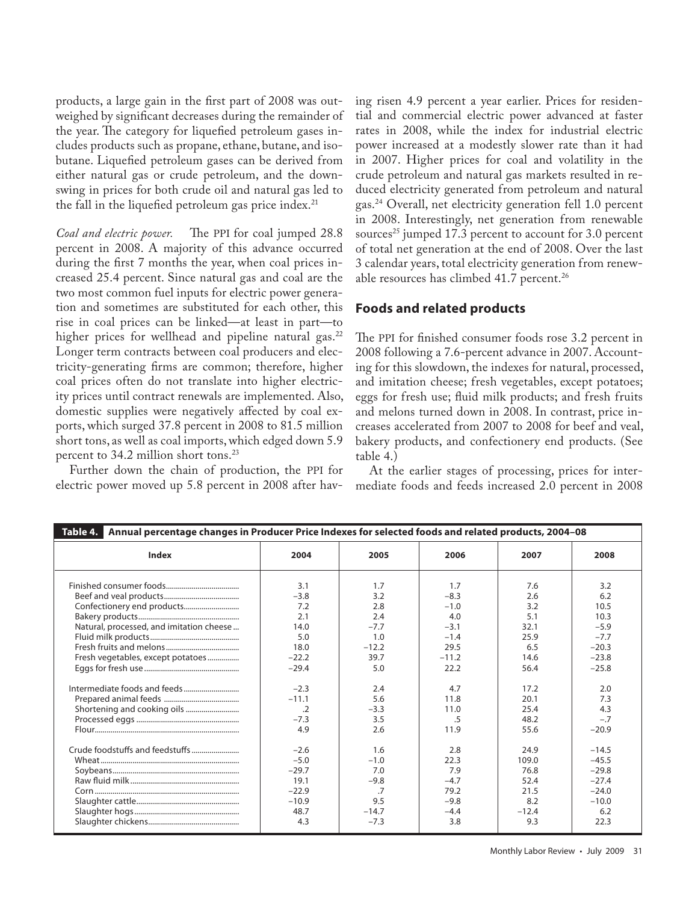products, a large gain in the first part of 2008 was outweighed by significant decreases during the remainder of the year. The category for liquefied petroleum gases includes products such as propane, ethane, butane, and isobutane. Liquefied petroleum gases can be derived from either natural gas or crude petroleum, and the downswing in prices for both crude oil and natural gas led to the fall in the liquefied petroleum gas price index.[21]

*Coal and electric power.* The PPI for coal jumped 28.8 percent in 2008. A majority of this advance occurred during the first 7 months the year, when coal prices increased 25.4 percent. Since natural gas and coal are the two most common fuel inputs for electric power generation and sometimes are substituted for each other, this rise in coal prices can be linked—at least in part—to higher prices for wellhead and pipeline natural gas.[22] Longer term contracts between coal producers and electricity-generating firms are common; therefore, higher coal prices often do not translate into higher electricity prices until contract renewals are implemented. Also, domestic supplies were negatively affected by coal exports, which surged 37.8 percent in 2008 to 81.5 million short tons, as well as coal imports, which edged down 5.9 percent to 34.2 million short tons.[23]

Further down the chain of production, the PPI for electric power moved up 5.8 percent in 2008 after having risen 4.9 percent a year earlier. Prices for residential and commercial electric power advanced at faster rates in 2008, while the index for industrial electric power increased at a modestly slower rate than it had in 2007. Higher prices for coal and volatility in the crude petroleum and natural gas markets resulted in reduced electricity generated from petroleum and natural gas.[24] Overall, net electricity generation fell 1.0 percent in 2008. Interestingly, net generation from renewable sources[25] jumped 17.3 percent to account for 3.0 percent of total net generation at the end of 2008. Over the last 3 calendar years, total electricity generation from renewable resources has climbed 41.7 percent.[26]

## Foods and related products

The PPI for finished consumer foods rose 3.2 percent in 2008 following a 7.6-percent advance in 2007. Accounting for this slowdown, the indexes for natural, processed, and imitation cheese; fresh vegetables, except potatoes; eggs for fresh use; fluid milk products; and fresh fruits and melons turned down in 2008. In contrast, price increases accelerated from 2007 to 2008 for beef and veal, bakery products, and confectionery end products. (See table 4.)

At the earlier stages of processing, prices for intermediate foods and feeds increased 2.0 percent in 2008

**Table 4. Annual percentage changes in Producer Price Indexes for selected foods and related products, 2004–08**

| Index | 2004 | 2005 | 2006 | 2007 | 2008 |
|---|---|---|---|---|---|
| Finished consumer foods | 3.1 | 1.7 | 1.7 | 7.6 | 3.2 |
| Beef and veal products | −3.8 | 3.2 | −8.3 | 2.6 | 6.2 |
| Confectionery end products | 7.2 | 2.8 | −1.0 | 3.2 | 10.5 |
| Bakery products | 2.1 | 2.4 | 4.0 | 5.1 | 10.3 |
| Natural, processed, and imitation cheese | 14.0 | −7.7 | −3.1 | 32.1 | −5.9 |
| Fluid milk products | 5.0 | 1.0 | −1.4 | 25.9 | −7.7 |
| Fresh fruits and melons | 18.0 | −12.2 | 29.5 | 6.5 | −20.3 |
| Fresh vegetables, except potatoes | −22.2 | 39.7 | −11.2 | 14.6 | −23.8 |
| Eggs for fresh use | −29.4 | 5.0 | 22.2 | 56.4 | −25.8 |
| Intermediate foods and feeds | −2.3 | 2.4 | 4.7 | 17.2 | 2.0 |
| Prepared animal feeds | −11.1 | 5.6 | 11.8 | 20.1 | 7.3 |
| Shortening and cooking oils | .2 | −3.3 | 11.0 | 25.4 | 4.3 |
| Processed eggs | −7.3 | 3.5 | .5 | 48.2 | −.7 |
| Flour | 4.9 | 2.6 | 11.9 | 55.6 | −20.9 |
| Crude foodstuffs and feedstuffs | −2.6 | 1.6 | 2.8 | 24.9 | −14.5 |
| Wheat | −5.0 | −1.0 | 22.3 | 109.0 | −45.5 |
| Soybeans | −29.7 | 7.0 | 7.9 | 76.8 | −29.8 |
| Raw fluid milk | 19.1 | −9.8 | −4.7 | 52.4 | −27.4 |
| Corn | −22.9 | .7 | 79.2 | 21.5 | −24.0 |
| Slaughter cattle | −10.9 | 9.5 | −9.8 | 8.2 | −10.0 |
| Slaughter hogs | 48.7 | −14.7 | −4.4 | −12.4 | 6.2 |
| Slaughter chickens | 4.3 | −7.3 | 3.8 | 9.3 | 22.3 |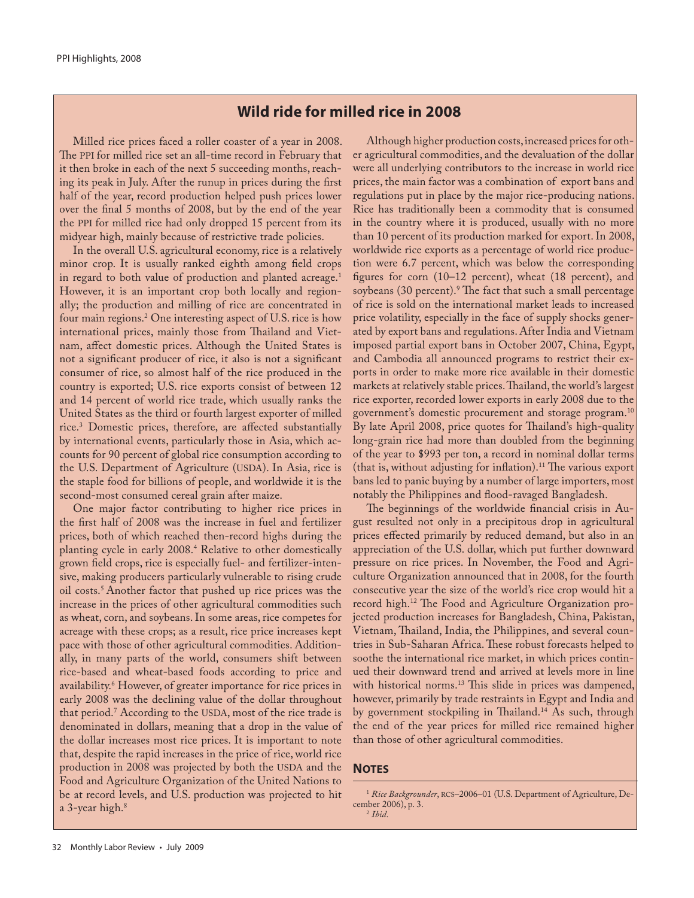## Wild ride for milled rice in 2008

Milled rice prices faced a roller coaster of a year in 2008. The PPI for milled rice set an all-time record in February that it then broke in each of the next 5 succeeding months, reaching its peak in July. After the runup in prices during the first half of the year, record production helped push prices lower over the final 5 months of 2008, but by the end of the year the PPI for milled rice had only dropped 15 percent from its midyear high, mainly because of restrictive trade policies.

In the overall U.S. agricultural economy, rice is a relatively minor crop. It is usually ranked eighth among field crops in regard to both value of production and planted acreage.[1] However, it is an important crop both locally and regionally; the production and milling of rice are concentrated in four main regions.[2] One interesting aspect of U.S. rice is how international prices, mainly those from Thailand and Vietnam, affect domestic prices. Although the United States is not a significant producer of rice, it also is not a significant consumer of rice, so almost half of the rice produced in the country is exported; U.S. rice exports consist of between 12 and 14 percent of world rice trade, which usually ranks the United States as the third or fourth largest exporter of milled rice.[3] Domestic prices, therefore, are affected substantially by international events, particularly those in Asia, which accounts for 90 percent of global rice consumption according to the U.S. Department of Agriculture (USDA). In Asia, rice is the staple food for billions of people, and worldwide it is the second-most consumed cereal grain after maize.

One major factor contributing to higher rice prices in the first half of 2008 was the increase in fuel and fertilizer prices, both of which reached then-record highs during the planting cycle in early 2008.[4] Relative to other domestically grown field crops, rice is especially fuel- and fertilizer-intensive, making producers particularly vulnerable to rising crude oil costs.[5] Another factor that pushed up rice prices was the increase in the prices of other agricultural commodities such as wheat, corn, and soybeans. In some areas, rice competes for acreage with these crops; as a result, rice price increases kept pace with those of other agricultural commodities. Additionally, in many parts of the world, consumers shift between rice-based and wheat-based foods according to price and availability.[6] However, of greater importance for rice prices in early 2008 was the declining value of the dollar throughout that period.[7] According to the USDA, most of the rice trade is denominated in dollars, meaning that a drop in the value of the dollar increases most rice prices. It is important to note that, despite the rapid increases in the price of rice, world rice production in 2008 was projected by both the USDA and the Food and Agriculture Organization of the United Nations to be at record levels, and U.S. production was projected to hit a 3-year high.[8]

Although higher production costs, increased prices for other agricultural commodities, and the devaluation of the dollar were all underlying contributors to the increase in world rice prices, the main factor was a combination of export bans and regulations put in place by the major rice-producing nations. Rice has traditionally been a commodity that is consumed in the country where it is produced, usually with no more than 10 percent of its production marked for export. In 2008, worldwide rice exports as a percentage of world rice production were 6.7 percent, which was below the corresponding figures for corn (10–12 percent), wheat (18 percent), and soybeans (30 percent).[9] The fact that such a small percentage of rice is sold on the international market leads to increased price volatility, especially in the face of supply shocks generated by export bans and regulations. After India and Vietnam imposed partial export bans in October 2007, China, Egypt, and Cambodia all announced programs to restrict their exports in order to make more rice available in their domestic markets at relatively stable prices. Thailand, the world's largest rice exporter, recorded lower exports in early 2008 due to the government's domestic procurement and storage program.[10] By late April 2008, price quotes for Thailand's high-quality long-grain rice had more than doubled from the beginning of the year to $993 per ton, a record in nominal dollar terms (that is, without adjusting for inflation).[11] The various export bans led to panic buying by a number of large importers, most notably the Philippines and flood-ravaged Bangladesh.

The beginnings of the worldwide financial crisis in August resulted not only in a precipitous drop in agricultural prices effected primarily by reduced demand, but also in an appreciation of the U.S. dollar, which put further downward pressure on rice prices. In November, the Food and Agriculture Organization announced that in 2008, for the fourth consecutive year the size of the world's rice crop would hit a record high.[12] The Food and Agriculture Organization projected production increases for Bangladesh, China, Pakistan, Vietnam, Thailand, India, the Philippines, and several countries in Sub-Saharan Africa. These robust forecasts helped to soothe the international rice market, in which prices continued their downward trend and arrived at levels more in line with historical norms.[13] This slide in prices was dampened, however, primarily by trade restraints in Egypt and India and by government stockpiling in Thailand.[14] As such, through the end of the year prices for milled rice remained higher than those of other agricultural commodities.

### Notes

[1] *Rice Backgrounder*, RCS–2006–01 (U.S. Department of Agriculture, December 2006), p. 3.

[2] *Ibid.*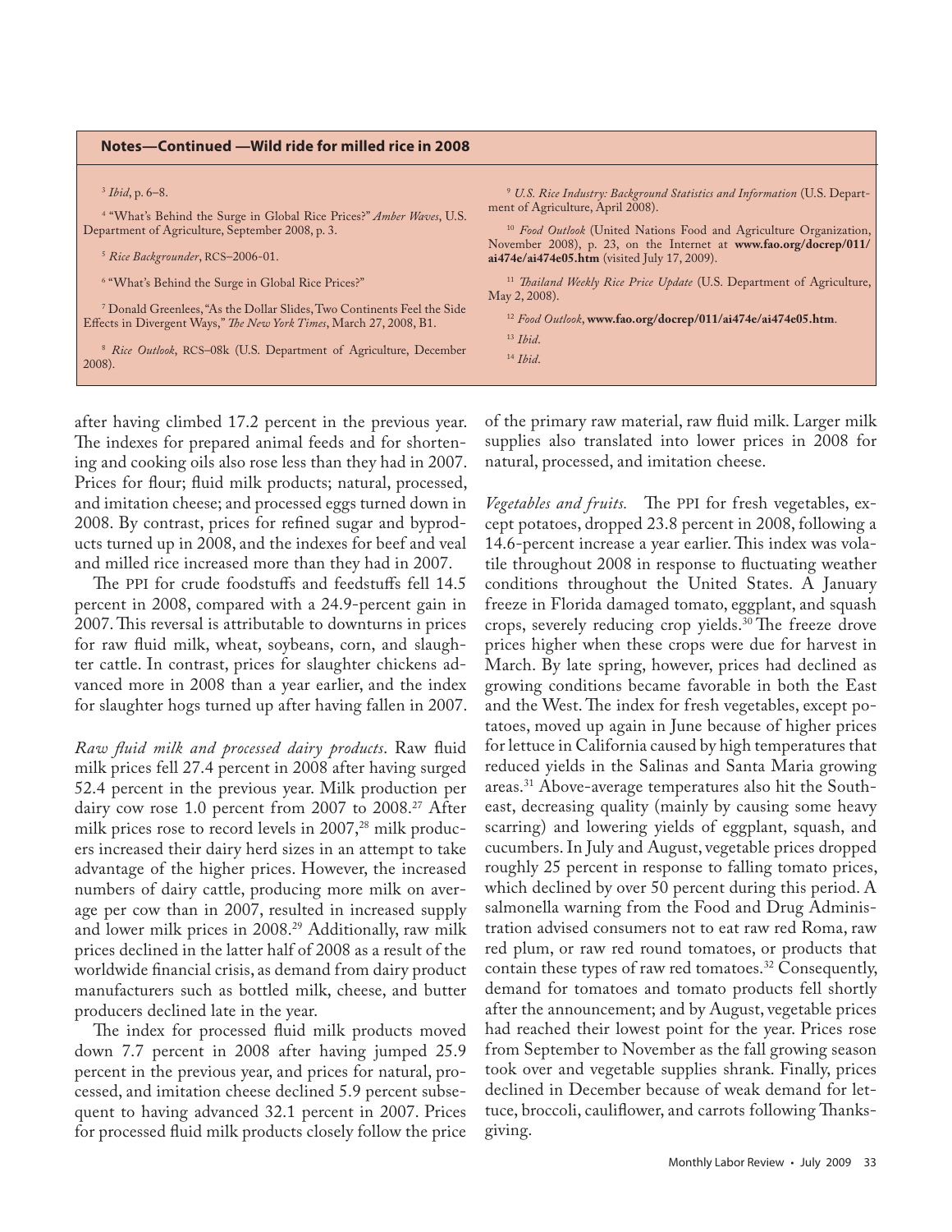**Notes—Continued —Wild ride for milled rice in 2008**

[3] *Ibid*, p. 6–8.

[4] "What's Behind the Surge in Global Rice Prices?" *Amber Waves*, U.S. Department of Agriculture, September 2008, p. 3.

[5] *Rice Backgrounder*, RCS–2006-01.

[6] "What's Behind the Surge in Global Rice Prices?"

[7] Donald Greenlees, "As the Dollar Slides, Two Continents Feel the Side Effects in Divergent Ways," *The New York Times*, March 27, 2008, B1.

[8] *Rice Outlook*, RCS–08k (U.S. Department of Agriculture, December 2008).

[9] *U.S. Rice Industry: Background Statistics and Information* (U.S. Department of Agriculture, April 2008).

[10] *Food Outlook* (United Nations Food and Agriculture Organization, November 2008), p. 23, on the Internet at **www.fao.org/docrep/011/ai474e/ai474e05.htm** (visited July 17, 2009).

[11] *Thailand Weekly Rice Price Update* (U.S. Department of Agriculture, May 2, 2008).

[12] *Food Outlook*, **www.fao.org/docrep/011/ai474e/ai474e05.htm**.

[13] *Ibid*.

[14] *Ibid*.

after having climbed 17.2 percent in the previous year. The indexes for prepared animal feeds and for shortening and cooking oils also rose less than they had in 2007. Prices for flour; fluid milk products; natural, processed, and imitation cheese; and processed eggs turned down in 2008. By contrast, prices for refined sugar and byproducts turned up in 2008, and the indexes for beef and veal and milled rice increased more than they had in 2007.

The PPI for crude foodstuffs and feedstuffs fell 14.5 percent in 2008, compared with a 24.9-percent gain in 2007. This reversal is attributable to downturns in prices for raw fluid milk, wheat, soybeans, corn, and slaughter cattle. In contrast, prices for slaughter chickens advanced more in 2008 than a year earlier, and the index for slaughter hogs turned up after having fallen in 2007.

*Raw fluid milk and processed dairy products*. Raw fluid milk prices fell 27.4 percent in 2008 after having surged 52.4 percent in the previous year. Milk production per dairy cow rose 1.0 percent from 2007 to 2008.[27] After milk prices rose to record levels in 2007,[28] milk producers increased their dairy herd sizes in an attempt to take advantage of the higher prices. However, the increased numbers of dairy cattle, producing more milk on average per cow than in 2007, resulted in increased supply and lower milk prices in 2008.[29] Additionally, raw milk prices declined in the latter half of 2008 as a result of the worldwide financial crisis, as demand from dairy product manufacturers such as bottled milk, cheese, and butter producers declined late in the year.

The index for processed fluid milk products moved down 7.7 percent in 2008 after having jumped 25.9 percent in the previous year, and prices for natural, processed, and imitation cheese declined 5.9 percent subsequent to having advanced 32.1 percent in 2007. Prices for processed fluid milk products closely follow the price of the primary raw material, raw fluid milk. Larger milk supplies also translated into lower prices in 2008 for natural, processed, and imitation cheese.

*Vegetables and fruits.* The PPI for fresh vegetables, except potatoes, dropped 23.8 percent in 2008, following a 14.6-percent increase a year earlier. This index was volatile throughout 2008 in response to fluctuating weather conditions throughout the United States. A January freeze in Florida damaged tomato, eggplant, and squash crops, severely reducing crop yields.[30] The freeze drove prices higher when these crops were due for harvest in March. By late spring, however, prices had declined as growing conditions became favorable in both the East and the West. The index for fresh vegetables, except potatoes, moved up again in June because of higher prices for lettuce in California caused by high temperatures that reduced yields in the Salinas and Santa Maria growing areas.[31] Above-average temperatures also hit the Southeast, decreasing quality (mainly by causing some heavy scarring) and lowering yields of eggplant, squash, and cucumbers. In July and August, vegetable prices dropped roughly 25 percent in response to falling tomato prices, which declined by over 50 percent during this period. A salmonella warning from the Food and Drug Administration advised consumers not to eat raw red Roma, raw red plum, or raw red round tomatoes, or products that contain these types of raw red tomatoes.[32] Consequently, demand for tomatoes and tomato products fell shortly after the announcement; and by August, vegetable prices had reached their lowest point for the year. Prices rose from September to November as the fall growing season took over and vegetable supplies shrank. Finally, prices declined in December because of weak demand for lettuce, broccoli, cauliflower, and carrots following Thanksgiving.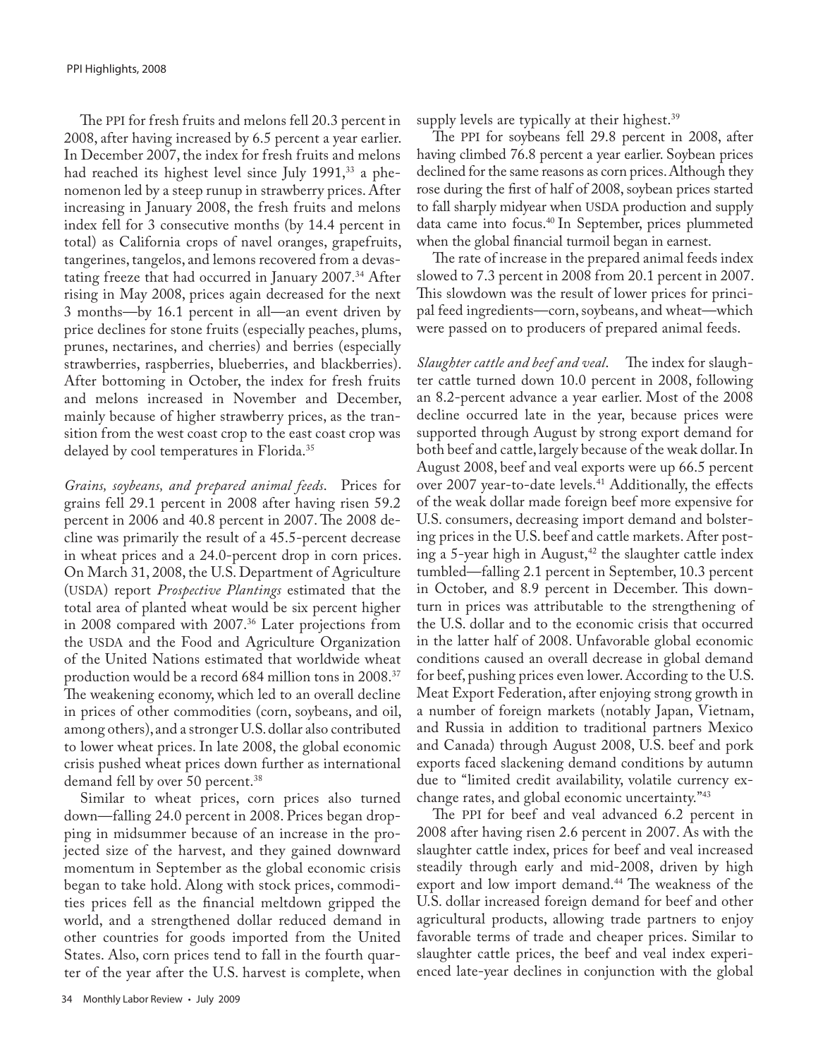The PPI for fresh fruits and melons fell 20.3 percent in 2008, after having increased by 6.5 percent a year earlier. In December 2007, the index for fresh fruits and melons had reached its highest level since July 1991,[33] a phenomenon led by a steep runup in strawberry prices. After increasing in January 2008, the fresh fruits and melons index fell for 3 consecutive months (by 14.4 percent in total) as California crops of navel oranges, grapefruits, tangerines, tangelos, and lemons recovered from a devastating freeze that had occurred in January 2007.[34] After rising in May 2008, prices again decreased for the next 3 months—by 16.1 percent in all—an event driven by price declines for stone fruits (especially peaches, plums, prunes, nectarines, and cherries) and berries (especially strawberries, raspberries, blueberries, and blackberries). After bottoming in October, the index for fresh fruits and melons increased in November and December, mainly because of higher strawberry prices, as the transition from the west coast crop to the east coast crop was delayed by cool temperatures in Florida.[35]

*Grains, soybeans, and prepared animal feeds.* Prices for grains fell 29.1 percent in 2008 after having risen 59.2 percent in 2006 and 40.8 percent in 2007. The 2008 decline was primarily the result of a 45.5-percent decrease in wheat prices and a 24.0-percent drop in corn prices. On March 31, 2008, the U.S. Department of Agriculture (USDA) report *Prospective Plantings* estimated that the total area of planted wheat would be six percent higher in 2008 compared with 2007.[36] Later projections from the USDA and the Food and Agriculture Organization of the United Nations estimated that worldwide wheat production would be a record 684 million tons in 2008.[37] The weakening economy, which led to an overall decline in prices of other commodities (corn, soybeans, and oil, among others), and a stronger U.S. dollar also contributed to lower wheat prices. In late 2008, the global economic crisis pushed wheat prices down further as international demand fell by over 50 percent.[38]

Similar to wheat prices, corn prices also turned down—falling 24.0 percent in 2008. Prices began dropping in midsummer because of an increase in the projected size of the harvest, and they gained downward momentum in September as the global economic crisis began to take hold. Along with stock prices, commodities prices fell as the financial meltdown gripped the world, and a strengthened dollar reduced demand in other countries for goods imported from the United States. Also, corn prices tend to fall in the fourth quarter of the year after the U.S. harvest is complete, when supply levels are typically at their highest.[39]

The PPI for soybeans fell 29.8 percent in 2008, after having climbed 76.8 percent a year earlier. Soybean prices declined for the same reasons as corn prices. Although they rose during the first of half of 2008, soybean prices started to fall sharply midyear when USDA production and supply data came into focus.[40] In September, prices plummeted when the global financial turmoil began in earnest.

The rate of increase in the prepared animal feeds index slowed to 7.3 percent in 2008 from 20.1 percent in 2007. This slowdown was the result of lower prices for principal feed ingredients—corn, soybeans, and wheat—which were passed on to producers of prepared animal feeds.

*Slaughter cattle and beef and veal.* The index for slaughter cattle turned down 10.0 percent in 2008, following an 8.2-percent advance a year earlier. Most of the 2008 decline occurred late in the year, because prices were supported through August by strong export demand for both beef and cattle, largely because of the weak dollar. In August 2008, beef and veal exports were up 66.5 percent over 2007 year-to-date levels.[41] Additionally, the effects of the weak dollar made foreign beef more expensive for U.S. consumers, decreasing import demand and bolstering prices in the U.S. beef and cattle markets. After posting a 5-year high in August,[42] the slaughter cattle index tumbled—falling 2.1 percent in September, 10.3 percent in October, and 8.9 percent in December. This downturn in prices was attributable to the strengthening of the U.S. dollar and to the economic crisis that occurred in the latter half of 2008. Unfavorable global economic conditions caused an overall decrease in global demand for beef, pushing prices even lower. According to the U.S. Meat Export Federation, after enjoying strong growth in a number of foreign markets (notably Japan, Vietnam, and Russia in addition to traditional partners Mexico and Canada) through August 2008, U.S. beef and pork exports faced slackening demand conditions by autumn due to "limited credit availability, volatile currency exchange rates, and global economic uncertainty."[43]

The PPI for beef and veal advanced 6.2 percent in 2008 after having risen 2.6 percent in 2007. As with the slaughter cattle index, prices for beef and veal increased steadily through early and mid-2008, driven by high export and low import demand.[44] The weakness of the U.S. dollar increased foreign demand for beef and other agricultural products, allowing trade partners to enjoy favorable terms of trade and cheaper prices. Similar to slaughter cattle prices, the beef and veal index experienced late-year declines in conjunction with the global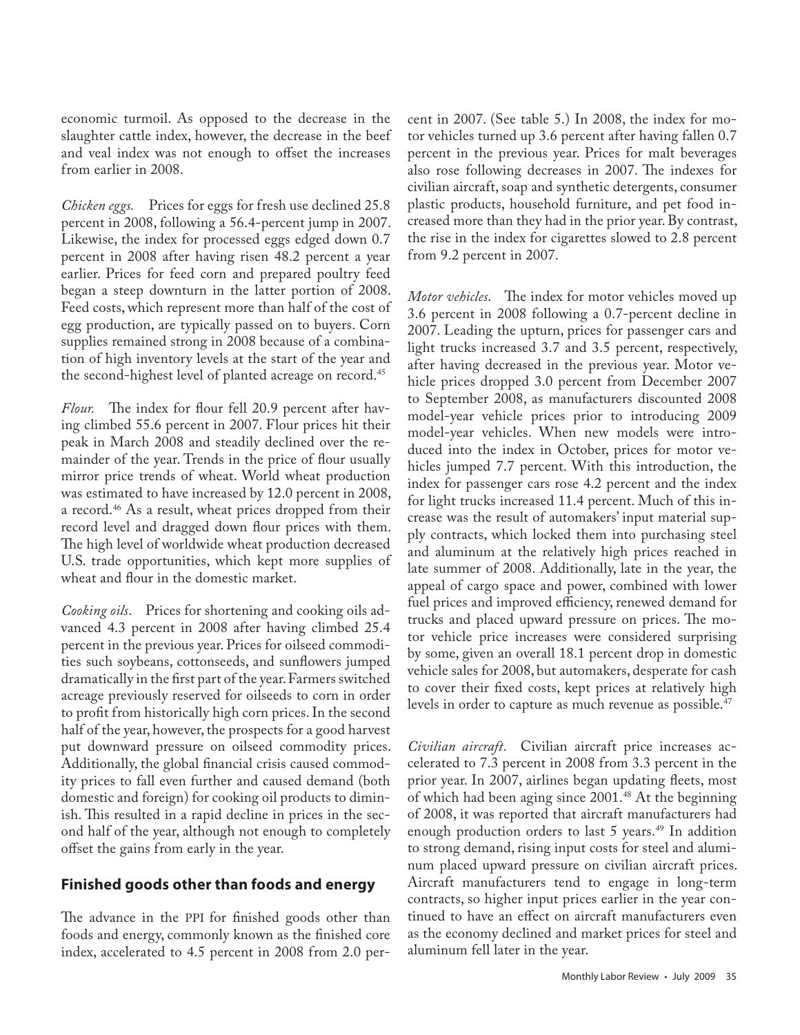economic turmoil. As opposed to the decrease in the slaughter cattle index, however, the decrease in the beef and veal index was not enough to offset the increases from earlier in 2008.

*Chicken eggs.* Prices for eggs for fresh use declined 25.8 percent in 2008, following a 56.4-percent jump in 2007. Likewise, the index for processed eggs edged down 0.7 percent in 2008 after having risen 48.2 percent a year earlier. Prices for feed corn and prepared poultry feed began a steep downturn in the latter portion of 2008. Feed costs, which represent more than half of the cost of egg production, are typically passed on to buyers. Corn supplies remained strong in 2008 because of a combination of high inventory levels at the start of the year and the second-highest level of planted acreage on record.[45]

*Flour.* The index for flour fell 20.9 percent after having climbed 55.6 percent in 2007. Flour prices hit their peak in March 2008 and steadily declined over the remainder of the year. Trends in the price of flour usually mirror price trends of wheat. World wheat production was estimated to have increased by 12.0 percent in 2008, a record.[46] As a result, wheat prices dropped from their record level and dragged down flour prices with them. The high level of worldwide wheat production decreased U.S. trade opportunities, which kept more supplies of wheat and flour in the domestic market.

*Cooking oils.* Prices for shortening and cooking oils advanced 4.3 percent in 2008 after having climbed 25.4 percent in the previous year. Prices for oilseed commodities such soybeans, cottonseeds, and sunflowers jumped dramatically in the first part of the year. Farmers switched acreage previously reserved for oilseeds to corn in order to profit from historically high corn prices. In the second half of the year, however, the prospects for a good harvest put downward pressure on oilseed commodity prices. Additionally, the global financial crisis caused commodity prices to fall even further and caused demand (both domestic and foreign) for cooking oil products to diminish. This resulted in a rapid decline in prices in the second half of the year, although not enough to completely offset the gains from early in the year.

## Finished goods other than foods and energy

The advance in the PPI for finished goods other than foods and energy, commonly known as the finished core index, accelerated to 4.5 percent in 2008 from 2.0 percent in 2007. (See table 5.) In 2008, the index for motor vehicles turned up 3.6 percent after having fallen 0.7 percent in the previous year. Prices for malt beverages also rose following decreases in 2007. The indexes for civilian aircraft, soap and synthetic detergents, consumer plastic products, household furniture, and pet food increased more than they had in the prior year. By contrast, the rise in the index for cigarettes slowed to 2.8 percent from 9.2 percent in 2007.

*Motor vehicles.* The index for motor vehicles moved up 3.6 percent in 2008 following a 0.7-percent decline in 2007. Leading the upturn, prices for passenger cars and light trucks increased 3.7 and 3.5 percent, respectively, after having decreased in the previous year. Motor vehicle prices dropped 3.0 percent from December 2007 to September 2008, as manufacturers discounted 2008 model-year vehicle prices prior to introducing 2009 model-year vehicles. When new models were introduced into the index in October, prices for motor vehicles jumped 7.7 percent. With this introduction, the index for passenger cars rose 4.2 percent and the index for light trucks increased 11.4 percent. Much of this increase was the result of automakers' input material supply contracts, which locked them into purchasing steel and aluminum at the relatively high prices reached in late summer of 2008. Additionally, late in the year, the appeal of cargo space and power, combined with lower fuel prices and improved efficiency, renewed demand for trucks and placed upward pressure on prices. The motor vehicle price increases were considered surprising by some, given an overall 18.1 percent drop in domestic vehicle sales for 2008, but automakers, desperate for cash to cover their fixed costs, kept prices at relatively high levels in order to capture as much revenue as possible.[47]

*Civilian aircraft.* Civilian aircraft price increases accelerated to 7.3 percent in 2008 from 3.3 percent in the prior year. In 2007, airlines began updating fleets, most of which had been aging since 2001.[48] At the beginning of 2008, it was reported that aircraft manufacturers had enough production orders to last 5 years.[49] In addition to strong demand, rising input costs for steel and aluminum placed upward pressure on civilian aircraft prices. Aircraft manufacturers tend to engage in long-term contracts, so higher input prices earlier in the year continued to have an effect on aircraft manufacturers even as the economy declined and market prices for steel and aluminum fell later in the year.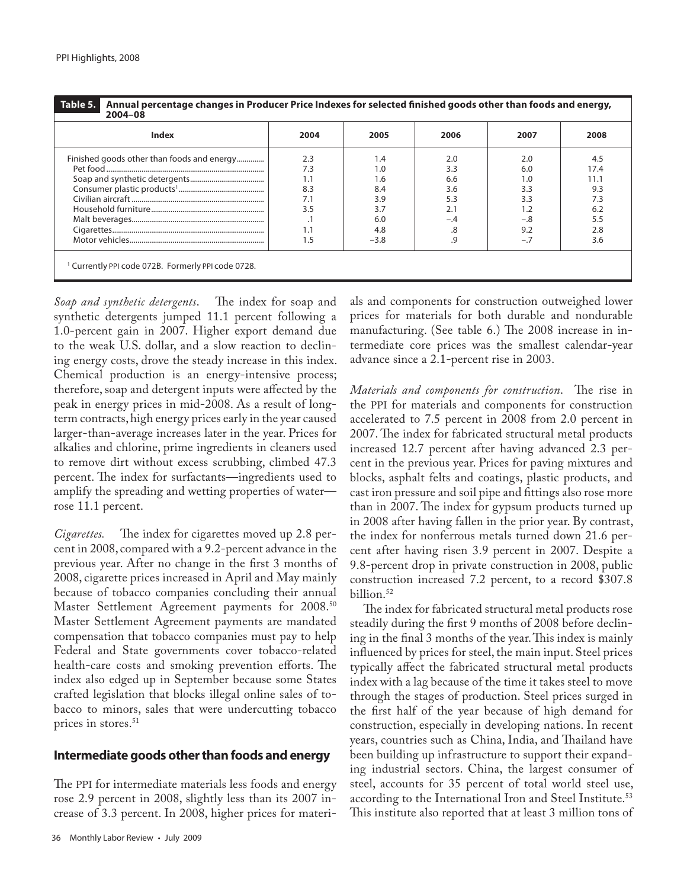**Table 5. Annual percentage changes in Producer Price Indexes for selected finished goods other than foods and energy, 2004–08**

| Index | 2004 | 2005 | 2006 | 2007 | 2008 |
|---|---|---|---|---|---|
| Finished goods other than foods and energy | 2.3 | 1.4 | 2.0 | 2.0 | 4.5 |
| Pet food | 7.3 | 1.0 | 3.3 | 6.0 | 17.4 |
| Soap and synthetic detergents | 1.1 | 1.6 | 6.6 | 1.0 | 11.1 |
| Consumer plastic products[1] | 8.3 | 8.4 | 3.6 | 3.3 | 9.3 |
| Civilian aircraft | 7.1 | 3.9 | 5.3 | 3.3 | 7.3 |
| Household furniture | 3.5 | 3.7 | 2.1 | 1.2 | 6.2 |
| Malt beverages | .1 | 6.0 | –.4 | –.8 | 5.5 |
| Cigarettes | 1.1 | 4.8 | .8 | 9.2 | 2.8 |
| Motor vehicles | 1.5 | –3.8 | .9 | –.7 | 3.6 |

[1] Currently PPI code 072B. Formerly PPI code 0728.

*Soap and synthetic detergents*. The index for soap and synthetic detergents jumped 11.1 percent following a 1.0-percent gain in 2007. Higher export demand due to the weak U.S. dollar, and a slow reaction to declining energy costs, drove the steady increase in this index. Chemical production is an energy-intensive process; therefore, soap and detergent inputs were affected by the peak in energy prices in mid-2008. As a result of long-term contracts, high energy prices early in the year caused larger-than-average increases later in the year. Prices for alkalies and chlorine, prime ingredients in cleaners used to remove dirt without excess scrubbing, climbed 47.3 percent. The index for surfactants—ingredients used to amplify the spreading and wetting properties of water—rose 11.1 percent.

*Cigarettes.* The index for cigarettes moved up 2.8 percent in 2008, compared with a 9.2-percent advance in the previous year. After no change in the first 3 months of 2008, cigarette prices increased in April and May mainly because of tobacco companies concluding their annual Master Settlement Agreement payments for 2008.[50] Master Settlement Agreement payments are mandated compensation that tobacco companies must pay to help Federal and State governments cover tobacco-related health-care costs and smoking prevention efforts. The index also edged up in September because some States crafted legislation that blocks illegal online sales of tobacco to minors, sales that were undercutting tobacco prices in stores.[51]

## Intermediate goods other than foods and energy

The PPI for intermediate materials less foods and energy rose 2.9 percent in 2008, slightly less than its 2007 increase of 3.3 percent. In 2008, higher prices for materials and components for construction outweighed lower prices for materials for both durable and nondurable manufacturing. (See table 6.) The 2008 increase in intermediate core prices was the smallest calendar-year advance since a 2.1-percent rise in 2003.

*Materials and components for construction*. The rise in the PPI for materials and components for construction accelerated to 7.5 percent in 2008 from 2.0 percent in 2007. The index for fabricated structural metal products increased 12.7 percent after having advanced 2.3 percent in the previous year. Prices for paving mixtures and blocks, asphalt felts and coatings, plastic products, and cast iron pressure and soil pipe and fittings also rose more than in 2007. The index for gypsum products turned up in 2008 after having fallen in the prior year. By contrast, the index for nonferrous metals turned down 21.6 percent after having risen 3.9 percent in 2007. Despite a 9.8-percent drop in private construction in 2008, public construction increased 7.2 percent, to a record $307.8 billion.[52]

The index for fabricated structural metal products rose steadily during the first 9 months of 2008 before declining in the final 3 months of the year. This index is mainly influenced by prices for steel, the main input. Steel prices typically affect the fabricated structural metal products index with a lag because of the time it takes steel to move through the stages of production. Steel prices surged in the first half of the year because of high demand for construction, especially in developing nations. In recent years, countries such as China, India, and Thailand have been building up infrastructure to support their expanding industrial sectors. China, the largest consumer of steel, accounts for 35 percent of total world steel use, according to the International Iron and Steel Institute.[53] This institute also reported that at least 3 million tons of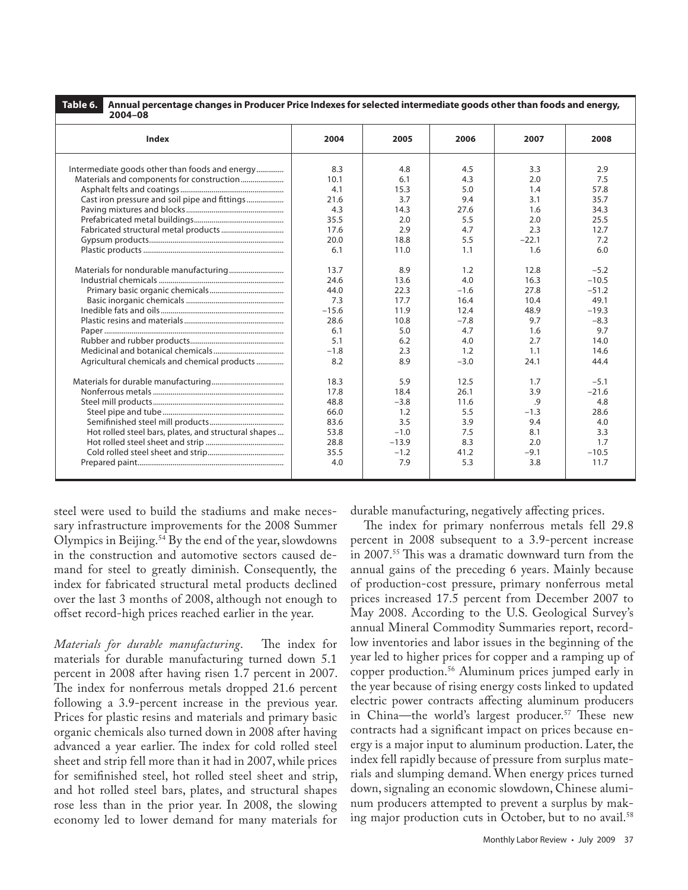**Table 6. Annual percentage changes in Producer Price Indexes for selected intermediate goods other than foods and energy, 2004–08**

| Index | 2004 | 2005 | 2006 | 2007 | 2008 |
|---|---|---|---|---|---|
| Intermediate goods other than foods and energy | 8.3 | 4.8 | 4.5 | 3.3 | 2.9 |
| Materials and components for construction | 10.1 | 6.1 | 4.3 | 2.0 | 7.5 |
| Asphalt felts and coatings | 4.1 | 15.3 | 5.0 | 1.4 | 57.8 |
| Cast iron pressure and soil pipe and fittings | 21.6 | 3.7 | 9.4 | 3.1 | 35.7 |
| Paving mixtures and blocks | 4.3 | 14.3 | 27.6 | 1.6 | 34.3 |
| Prefabricated metal buildings | 35.5 | 2.0 | 5.5 | 2.0 | 25.5 |
| Fabricated structural metal products | 17.6 | 2.9 | 4.7 | 2.3 | 12.7 |
| Gypsum products | 20.0 | 18.8 | 5.5 | −22.1 | 7.2 |
| Plastic products | 6.1 | 11.0 | 1.1 | 1.6 | 6.0 |
| Materials for nondurable manufacturing | 13.7 | 8.9 | 1.2 | 12.8 | −5.2 |
| Industrial chemicals | 24.6 | 13.6 | 4.0 | 16.3 | −10.5 |
| Primary basic organic chemicals | 44.0 | 22.3 | −1.6 | 27.8 | −51.2 |
| Basic inorganic chemicals | 7.3 | 17.7 | 16.4 | 10.4 | 49.1 |
| Inedible fats and oils | −15.6 | 11.9 | 12.4 | 48.9 | −19.3 |
| Plastic resins and materials | 28.6 | 10.8 | −7.8 | 9.7 | −8.3 |
| Paper | 6.1 | 5.0 | 4.7 | 1.6 | 9.7 |
| Rubber and rubber products | 5.1 | 6.2 | 4.0 | 2.7 | 14.0 |
| Medicinal and botanical chemicals | −1.8 | 2.3 | 1.2 | 1.1 | 14.6 |
| Agricultural chemicals and chemical products | 8.2 | 8.9 | −3.0 | 24.1 | 44.4 |
| Materials for durable manufacturing | 18.3 | 5.9 | 12.5 | 1.7 | −5.1 |
| Nonferrous metals | 17.8 | 18.4 | 26.1 | 3.9 | −21.6 |
| Steel mill products | 48.8 | −3.8 | 11.6 | .9 | 4.8 |
| Steel pipe and tube | 66.0 | 1.2 | 5.5 | −1.3 | 28.6 |
| Semifinished steel mill products | 83.6 | 3.5 | 3.9 | 9.4 | 4.0 |
| Hot rolled steel bars, plates, and structural shapes | 53.8 | −1.0 | 7.5 | 8.1 | 3.3 |
| Hot rolled steel sheet and strip | 28.8 | −13.9 | 8.3 | 2.0 | 1.7 |
| Cold rolled steel sheet and strip | 35.5 | −1.2 | 41.2 | −9.1 | −10.5 |
| Prepared paint | 4.0 | 7.9 | 5.3 | 3.8 | 11.7 |

steel were used to build the stadiums and make necessary infrastructure improvements for the 2008 Summer Olympics in Beijing.[54] By the end of the year, slowdowns in the construction and automotive sectors caused demand for steel to greatly diminish. Consequently, the index for fabricated structural metal products declined over the last 3 months of 2008, although not enough to offset record-high prices reached earlier in the year.

*Materials for durable manufacturing*. The index for materials for durable manufacturing turned down 5.1 percent in 2008 after having risen 1.7 percent in 2007. The index for nonferrous metals dropped 21.6 percent following a 3.9-percent increase in the previous year. Prices for plastic resins and materials and primary basic organic chemicals also turned down in 2008 after having advanced a year earlier. The index for cold rolled steel sheet and strip fell more than it had in 2007, while prices for semifinished steel, hot rolled steel sheet and strip, and hot rolled steel bars, plates, and structural shapes rose less than in the prior year. In 2008, the slowing economy led to lower demand for many materials for durable manufacturing, negatively affecting prices.

The index for primary nonferrous metals fell 29.8 percent in 2008 subsequent to a 3.9-percent increase in 2007.[55] This was a dramatic downward turn from the annual gains of the preceding 6 years. Mainly because of production-cost pressure, primary nonferrous metal prices increased 17.5 percent from December 2007 to May 2008. According to the U.S. Geological Survey's annual Mineral Commodity Summaries report, record-low inventories and labor issues in the beginning of the year led to higher prices for copper and a ramping up of copper production.[56] Aluminum prices jumped early in the year because of rising energy costs linked to updated electric power contracts affecting aluminum producers in China—the world's largest producer.[57] These new contracts had a significant impact on prices because energy is a major input to aluminum production. Later, the index fell rapidly because of pressure from surplus materials and slumping demand. When energy prices turned down, signaling an economic slowdown, Chinese aluminum producers attempted to prevent a surplus by making major production cuts in October, but to no avail.[58]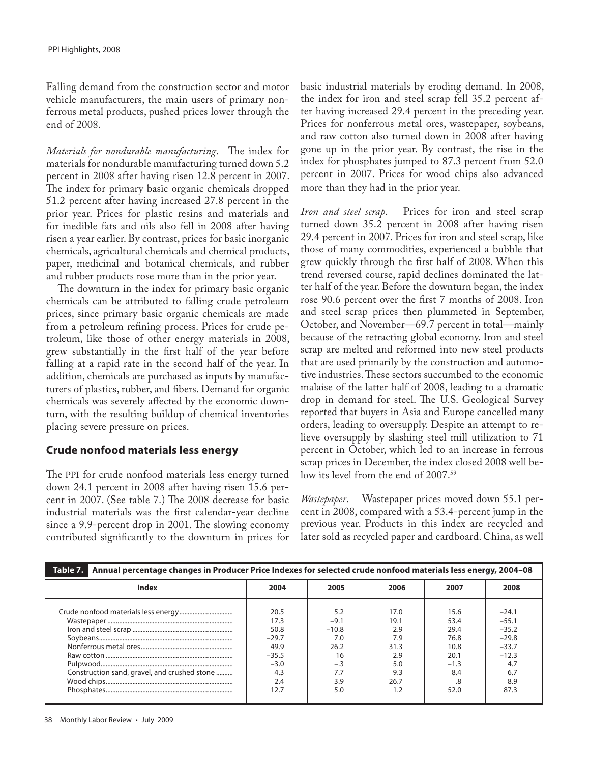Falling demand from the construction sector and motor vehicle manufacturers, the main users of primary nonferrous metal products, pushed prices lower through the end of 2008.

*Materials for nondurable manufacturing*. The index for materials for nondurable manufacturing turned down 5.2 percent in 2008 after having risen 12.8 percent in 2007. The index for primary basic organic chemicals dropped 51.2 percent after having increased 27.8 percent in the prior year. Prices for plastic resins and materials and for inedible fats and oils also fell in 2008 after having risen a year earlier. By contrast, prices for basic inorganic chemicals, agricultural chemicals and chemical products, paper, medicinal and botanical chemicals, and rubber and rubber products rose more than in the prior year.

The downturn in the index for primary basic organic chemicals can be attributed to falling crude petroleum prices, since primary basic organic chemicals are made from a petroleum refining process. Prices for crude petroleum, like those of other energy materials in 2008, grew substantially in the first half of the year before falling at a rapid rate in the second half of the year. In addition, chemicals are purchased as inputs by manufacturers of plastics, rubber, and fibers. Demand for organic chemicals was severely affected by the economic downturn, with the resulting buildup of chemical inventories placing severe pressure on prices.

## Crude nonfood materials less energy

The PPI for crude nonfood materials less energy turned down 24.1 percent in 2008 after having risen 15.6 percent in 2007. (See table 7.) The 2008 decrease for basic industrial materials was the first calendar-year decline since a 9.9-percent drop in 2001. The slowing economy contributed significantly to the downturn in prices for basic industrial materials by eroding demand. In 2008, the index for iron and steel scrap fell 35.2 percent after having increased 29.4 percent in the preceding year. Prices for nonferrous metal ores, wastepaper, soybeans, and raw cotton also turned down in 2008 after having gone up in the prior year. By contrast, the rise in the index for phosphates jumped to 87.3 percent from 52.0 percent in 2007. Prices for wood chips also advanced more than they had in the prior year.

*Iron and steel scrap*. Prices for iron and steel scrap turned down 35.2 percent in 2008 after having risen 29.4 percent in 2007. Prices for iron and steel scrap, like those of many commodities, experienced a bubble that grew quickly through the first half of 2008. When this trend reversed course, rapid declines dominated the latter half of the year. Before the downturn began, the index rose 90.6 percent over the first 7 months of 2008. Iron and steel scrap prices then plummeted in September, October, and November—69.7 percent in total—mainly because of the retracting global economy. Iron and steel scrap are melted and reformed into new steel products that are used primarily by the construction and automotive industries. These sectors succumbed to the economic malaise of the latter half of 2008, leading to a dramatic drop in demand for steel. The U.S. Geological Survey reported that buyers in Asia and Europe cancelled many orders, leading to oversupply. Despite an attempt to relieve oversupply by slashing steel mill utilization to 71 percent in October, which led to an increase in ferrous scrap prices in December, the index closed 2008 well below its level from the end of 2007.[59]

*Wastepaper*. Wastepaper prices moved down 55.1 percent in 2008, compared with a 53.4-percent jump in the previous year. Products in this index are recycled and later sold as recycled paper and cardboard. China, as well

**Table 7. Annual percentage changes in Producer Price Indexes for selected crude nonfood materials less energy, 2004–08**

| Index | 2004 | 2005 | 2006 | 2007 | 2008 |
|---|---|---|---|---|---|
| Crude nonfood materials less energy | 20.5 | 5.2 | 17.0 | 15.6 | −24.1 |
| Wastepaper | 17.3 | −9.1 | 19.1 | 53.4 | −55.1 |
| Iron and steel scrap | 50.8 | −10.8 | 2.9 | 29.4 | −35.2 |
| Soybeans | −29.7 | 7.0 | 7.9 | 76.8 | −29.8 |
| Nonferrous metal ores | 49.9 | 26.2 | 31.3 | 10.8 | −33.7 |
| Raw cotton | −35.5 | 16 | 2.9 | 20.1 | −12.3 |
| Pulpwood | −3.0 | −.3 | 5.0 | −1.3 | 4.7 |
| Construction sand, gravel, and crushed stone | 4.3 | 7.7 | 9.3 | 8.4 | 6.7 |
| Wood chips | 2.4 | 3.9 | 26.7 | .8 | 8.9 |
| Phosphates | 12.7 | 5.0 | 1.2 | 52.0 | 87.3 |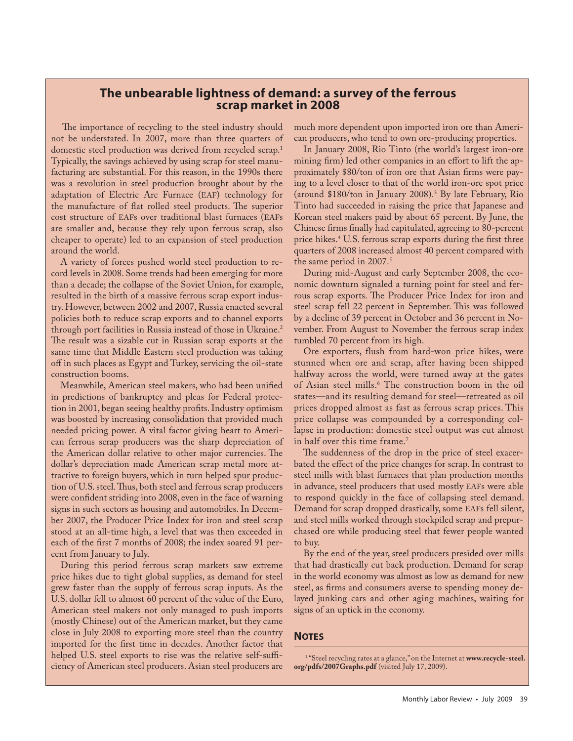## The unbearable lightness of demand: a survey of the ferrous scrap market in 2008

The importance of recycling to the steel industry should not be understated. In 2007, more than three quarters of domestic steel production was derived from recycled scrap.[1] Typically, the savings achieved by using scrap for steel manufacturing are substantial. For this reason, in the 1990s there was a revolution in steel production brought about by the adaptation of Electric Arc Furnace (EAF) technology for the manufacture of flat rolled steel products. The superior cost structure of EAFs over traditional blast furnaces (EAFs are smaller and, because they rely upon ferrous scrap, also cheaper to operate) led to an expansion of steel production around the world.

A variety of forces pushed world steel production to record levels in 2008. Some trends had been emerging for more than a decade; the collapse of the Soviet Union, for example, resulted in the birth of a massive ferrous scrap export industry. However, between 2002 and 2007, Russia enacted several policies both to reduce scrap exports and to channel exports through port facilities in Russia instead of those in Ukraine.[2] The result was a sizable cut in Russian scrap exports at the same time that Middle Eastern steel production was taking off in such places as Egypt and Turkey, servicing the oil-state construction booms.

Meanwhile, American steel makers, who had been unified in predictions of bankruptcy and pleas for Federal protection in 2001, began seeing healthy profits. Industry optimism was boosted by increasing consolidation that provided much needed pricing power. A vital factor giving heart to American ferrous scrap producers was the sharp depreciation of the American dollar relative to other major currencies. The dollar's depreciation made American scrap metal more attractive to foreign buyers, which in turn helped spur production of U.S. steel. Thus, both steel and ferrous scrap producers were confident striding into 2008, even in the face of warning signs in such sectors as housing and automobiles. In December 2007, the Producer Price Index for iron and steel scrap stood at an all-time high, a level that was then exceeded in each of the first 7 months of 2008; the index soared 91 percent from January to July.

During this period ferrous scrap markets saw extreme price hikes due to tight global supplies, as demand for steel grew faster than the supply of ferrous scrap inputs. As the U.S. dollar fell to almost 60 percent of the value of the Euro, American steel makers not only managed to push imports (mostly Chinese) out of the American market, but they came close in July 2008 to exporting more steel than the country imported for the first time in decades. Another factor that helped U.S. steel exports to rise was the relative self-sufficiency of American steel producers. Asian steel producers are much more dependent upon imported iron ore than American producers, who tend to own ore-producing properties.

In January 2008, Rio Tinto (the world's largest iron-ore mining firm) led other companies in an effort to lift the approximately $80/ton of iron ore that Asian firms were paying to a level closer to that of the world iron-ore spot price (around $180/ton in January 2008).[3] By late February, Rio Tinto had succeeded in raising the price that Japanese and Korean steel makers paid by about 65 percent. By June, the Chinese firms finally had capitulated, agreeing to 80-percent price hikes.[4] U.S. ferrous scrap exports during the first three quarters of 2008 increased almost 40 percent compared with the same period in 2007.[5]

During mid-August and early September 2008, the economic downturn signaled a turning point for steel and ferrous scrap exports. The Producer Price Index for iron and steel scrap fell 22 percent in September. This was followed by a decline of 39 percent in October and 36 percent in November. From August to November the ferrous scrap index tumbled 70 percent from its high.

Ore exporters, flush from hard-won price hikes, were stunned when ore and scrap, after having been shipped halfway across the world, were turned away at the gates of Asian steel mills.[6] The construction boom in the oil states—and its resulting demand for steel—retreated as oil prices dropped almost as fast as ferrous scrap prices. This price collapse was compounded by a corresponding collapse in production: domestic steel output was cut almost in half over this time frame.[7]

The suddenness of the drop in the price of steel exacerbated the effect of the price changes for scrap. In contrast to steel mills with blast furnaces that plan production months in advance, steel producers that used mostly EAFs were able to respond quickly in the face of collapsing steel demand. Demand for scrap dropped drastically, some EAFs fell silent, and steel mills worked through stockpiled scrap and prepurchased ore while producing steel that fewer people wanted to buy.

By the end of the year, steel producers presided over mills that had drastically cut back production. Demand for scrap in the world economy was almost as low as demand for new steel, as firms and consumers averse to spending money delayed junking cars and other aging machines, waiting for signs of an uptick in the economy.

### Notes

[1] "Steel recycling rates at a glance," on the Internet at **www.recycle-steel.org/pdfs/2007Graphs.pdf** (visited July 17, 2009).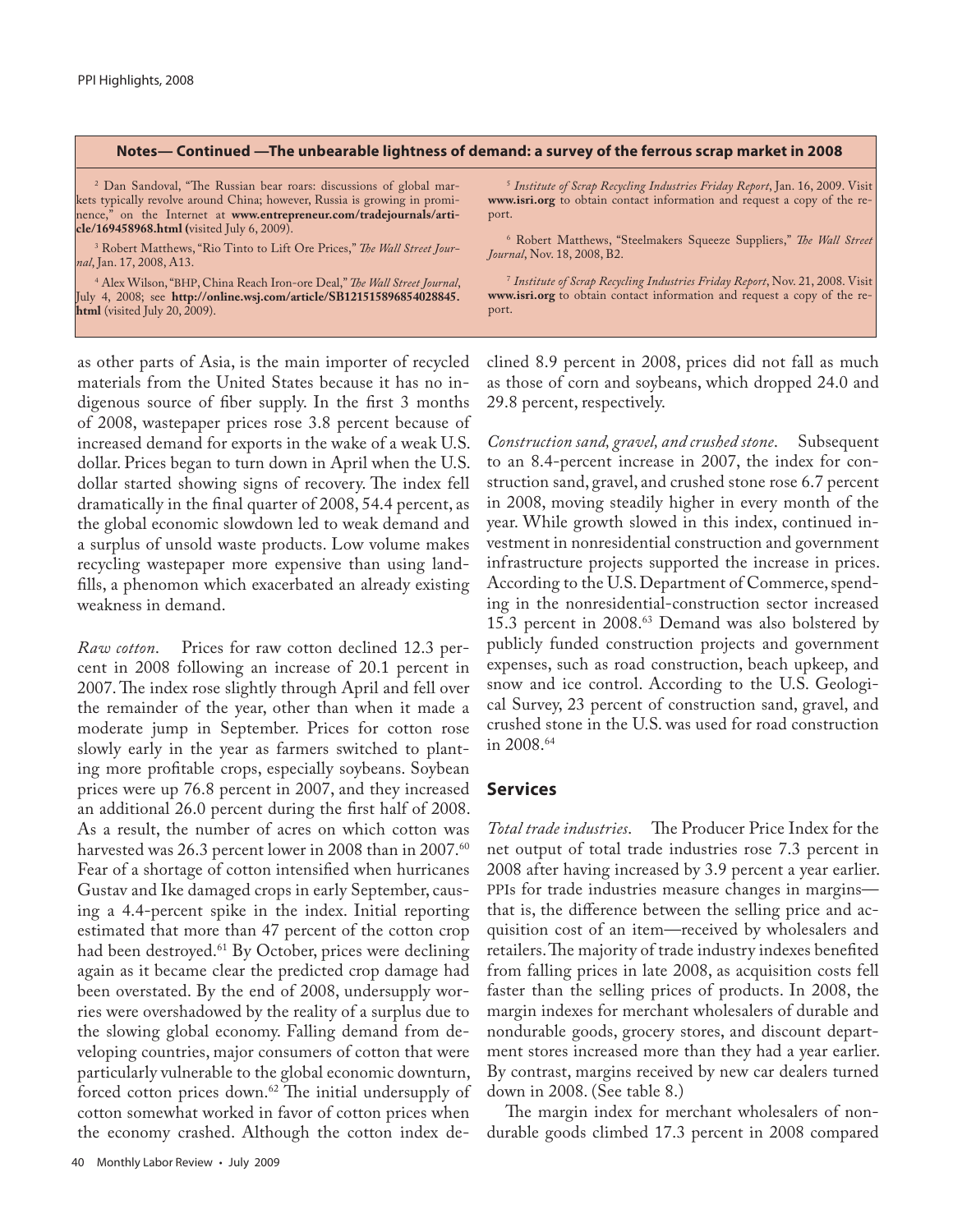**Notes— Continued —The unbearable lightness of demand: a survey of the ferrous scrap market in 2008**

[2] Dan Sandoval, "The Russian bear roars: discussions of global markets typically revolve around China; however, Russia is growing in prominence," on the Internet at **www.entrepreneur.com/tradejournals/article/169458968.html** (visited July 6, 2009).

[3] Robert Matthews, "Rio Tinto to Lift Ore Prices," *The Wall Street Journal*, Jan. 17, 2008, A13.

[4] Alex Wilson, "BHP, China Reach Iron-ore Deal," *The Wall Street Journal*, July 4, 2008; see **http://online.wsj.com/article/SB121515896854028845.html** (visited July 20, 2009).

[5] *Institute of Scrap Recycling Industries Friday Report*, Jan. 16, 2009. Visit **www.isri.org** to obtain contact information and request a copy of the report.

[6] Robert Matthews, "Steelmakers Squeeze Suppliers," *The Wall Street Journal*, Nov. 18, 2008, B2.

[7] *Institute of Scrap Recycling Industries Friday Report*, Nov. 21, 2008. Visit **www.isri.org** to obtain contact information and request a copy of the report.

as other parts of Asia, is the main importer of recycled materials from the United States because it has no indigenous source of fiber supply. In the first 3 months of 2008, wastepaper prices rose 3.8 percent because of increased demand for exports in the wake of a weak U.S. dollar. Prices began to turn down in April when the U.S. dollar started showing signs of recovery. The index fell dramatically in the final quarter of 2008, 54.4 percent, as the global economic slowdown led to weak demand and a surplus of unsold waste products. Low volume makes recycling wastepaper more expensive than using landfills, a phenomon which exacerbated an already existing weakness in demand.

*Raw cotton*. Prices for raw cotton declined 12.3 percent in 2008 following an increase of 20.1 percent in 2007. The index rose slightly through April and fell over the remainder of the year, other than when it made a moderate jump in September. Prices for cotton rose slowly early in the year as farmers switched to planting more profitable crops, especially soybeans. Soybean prices were up 76.8 percent in 2007, and they increased an additional 26.0 percent during the first half of 2008. As a result, the number of acres on which cotton was harvested was 26.3 percent lower in 2008 than in 2007.[60] Fear of a shortage of cotton intensified when hurricanes Gustav and Ike damaged crops in early September, causing a 4.4-percent spike in the index. Initial reporting estimated that more than 47 percent of the cotton crop had been destroyed.[61] By October, prices were declining again as it became clear the predicted crop damage had been overstated. By the end of 2008, undersupply worries were overshadowed by the reality of a surplus due to the slowing global economy. Falling demand from developing countries, major consumers of cotton that were particularly vulnerable to the global economic downturn, forced cotton prices down.[62] The initial undersupply of cotton somewhat worked in favor of cotton prices when the economy crashed. Although the cotton index declined 8.9 percent in 2008, prices did not fall as much as those of corn and soybeans, which dropped 24.0 and 29.8 percent, respectively.

*Construction sand, gravel, and crushed stone*. Subsequent to an 8.4-percent increase in 2007, the index for construction sand, gravel, and crushed stone rose 6.7 percent in 2008, moving steadily higher in every month of the year. While growth slowed in this index, continued investment in nonresidential construction and government infrastructure projects supported the increase in prices. According to the U.S. Department of Commerce, spending in the nonresidential-construction sector increased 15.3 percent in 2008.[63] Demand was also bolstered by publicly funded construction projects and government expenses, such as road construction, beach upkeep, and snow and ice control. According to the U.S. Geological Survey, 23 percent of construction sand, gravel, and crushed stone in the U.S. was used for road construction in 2008.[64]

## Services

*Total trade industries*. The Producer Price Index for the net output of total trade industries rose 7.3 percent in 2008 after having increased by 3.9 percent a year earlier. PPIs for trade industries measure changes in margins—that is, the difference between the selling price and acquisition cost of an item—received by wholesalers and retailers. The majority of trade industry indexes benefited from falling prices in late 2008, as acquisition costs fell faster than the selling prices of products. In 2008, the margin indexes for merchant wholesalers of durable and nondurable goods, grocery stores, and discount department stores increased more than they had a year earlier. By contrast, margins received by new car dealers turned down in 2008. (See table 8.)

The margin index for merchant wholesalers of nondurable goods climbed 17.3 percent in 2008 compared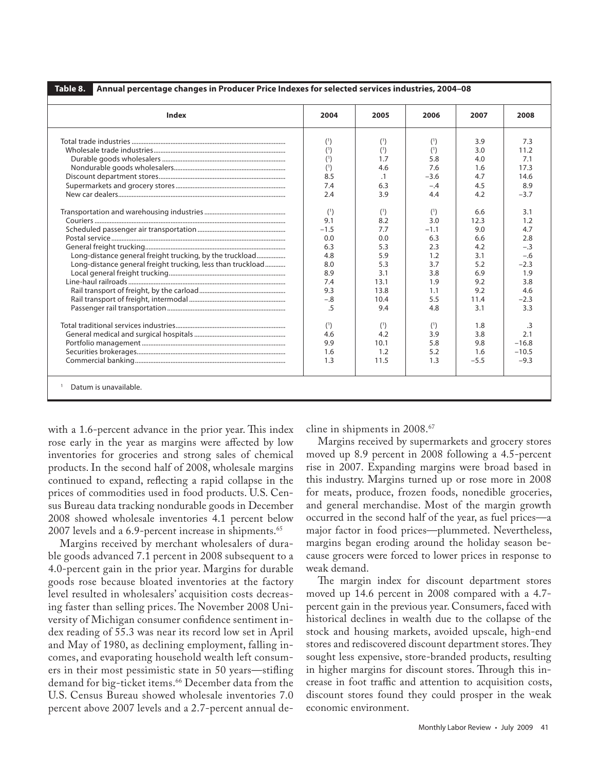**Table 8. Annual percentage changes in Producer Price Indexes for selected services industries, 2004–08**

| Index | 2004 | 2005 | 2006 | 2007 | 2008 |
|---|---|---|---|---|---|
| Total trade industries | (1) | (1) | (1) | 3.9 | 7.3 |
| Wholesale trade industries | (1) | (1) | (1) | 3.0 | 11.2 |
| Durable goods wholesalers | (1) | 1.7 | 5.8 | 4.0 | 7.1 |
| Nondurable goods wholesalers | (1) | 4.6 | 7.6 | 1.6 | 17.3 |
| Discount department stores | 8.5 | .1 | −3.6 | 4.7 | 14.6 |
| Supermarkets and grocery stores | 7.4 | 6.3 | −.4 | 4.5 | 8.9 |
| New car dealers | 2.4 | 3.9 | 4.4 | 4.2 | −3.7 |
| Transportation and warehousing industries | (1) | (1) | (1) | 6.6 | 3.1 |
| Couriers | 9.1 | 8.2 | 3.0 | 12.3 | 1.2 |
| Scheduled passenger air transportation | −1.5 | 7.7 | −1.1 | 9.0 | 4.7 |
| Postal service | 0.0 | 0.0 | 6.3 | 6.6 | 2.8 |
| General freight trucking | 6.3 | 5.3 | 2.3 | 4.2 | −.3 |
| Long-distance general freight trucking, by the truckload | 4.8 | 5.9 | 1.2 | 3.1 | −.6 |
| Long-distance general freight trucking, less than truckload | 8.0 | 5.3 | 3.7 | 5.2 | −2.3 |
| Local general freight trucking | 8.9 | 3.1 | 3.8 | 6.9 | 1.9 |
| Line-haul railroads | 7.4 | 13.1 | 1.9 | 9.2 | 3.8 |
| Rail transport of freight, by the carload | 9.3 | 13.8 | 1.1 | 9.2 | 4.6 |
| Rail transport of freight, intermodal | −.8 | 10.4 | 5.5 | 11.4 | −2.3 |
| Passenger rail transportation | .5 | 9.4 | 4.8 | 3.1 | 3.3 |
| Total traditional services industries | (1) | (1) | (1) | 1.8 | .3 |
| General medical and surgical hospitals | 4.6 | 4.2 | 3.9 | 3.8 | 2.1 |
| Portfolio management | 9.9 | 10.1 | 5.8 | 9.8 | −16.8 |
| Securities brokerages | 1.6 | 1.2 | 5.2 | 1.6 | −10.5 |
| Commercial banking | 1.3 | 11.5 | 1.3 | −5.5 | −9.3 |

[1] Datum is unavailable.

with a 1.6-percent advance in the prior year. This index rose early in the year as margins were affected by low inventories for groceries and strong sales of chemical products. In the second half of 2008, wholesale margins continued to expand, reflecting a rapid collapse in the prices of commodities used in food products. U.S. Census Bureau data tracking nondurable goods in December 2008 showed wholesale inventories 4.1 percent below 2007 levels and a 6.9-percent increase in shipments.[65]

Margins received by merchant wholesalers of durable goods advanced 7.1 percent in 2008 subsequent to a 4.0-percent gain in the prior year. Margins for durable goods rose because bloated inventories at the factory level resulted in wholesalers' acquisition costs decreasing faster than selling prices. The November 2008 University of Michigan consumer confidence sentiment index reading of 55.3 was near its record low set in April and May of 1980, as declining employment, falling incomes, and evaporating household wealth left consumers in their most pessimistic state in 50 years—stifling demand for big-ticket items.[66] December data from the U.S. Census Bureau showed wholesale inventories 7.0 percent above 2007 levels and a 2.7-percent annual decline in shipments in 2008.[67]

Margins received by supermarkets and grocery stores moved up 8.9 percent in 2008 following a 4.5-percent rise in 2007. Expanding margins were broad based in this industry. Margins turned up or rose more in 2008 for meats, produce, frozen foods, nonedible groceries, and general merchandise. Most of the margin growth occurred in the second half of the year, as fuel prices—a major factor in food prices—plummeted. Nevertheless, margins began eroding around the holiday season because grocers were forced to lower prices in response to weak demand.

The margin index for discount department stores moved up 14.6 percent in 2008 compared with a 4.7-percent gain in the previous year. Consumers, faced with historical declines in wealth due to the collapse of the stock and housing markets, avoided upscale, high-end stores and rediscovered discount department stores. They sought less expensive, store-branded products, resulting in higher margins for discount stores. Through this increase in foot traffic and attention to acquisition costs, discount stores found they could prosper in the weak economic environment.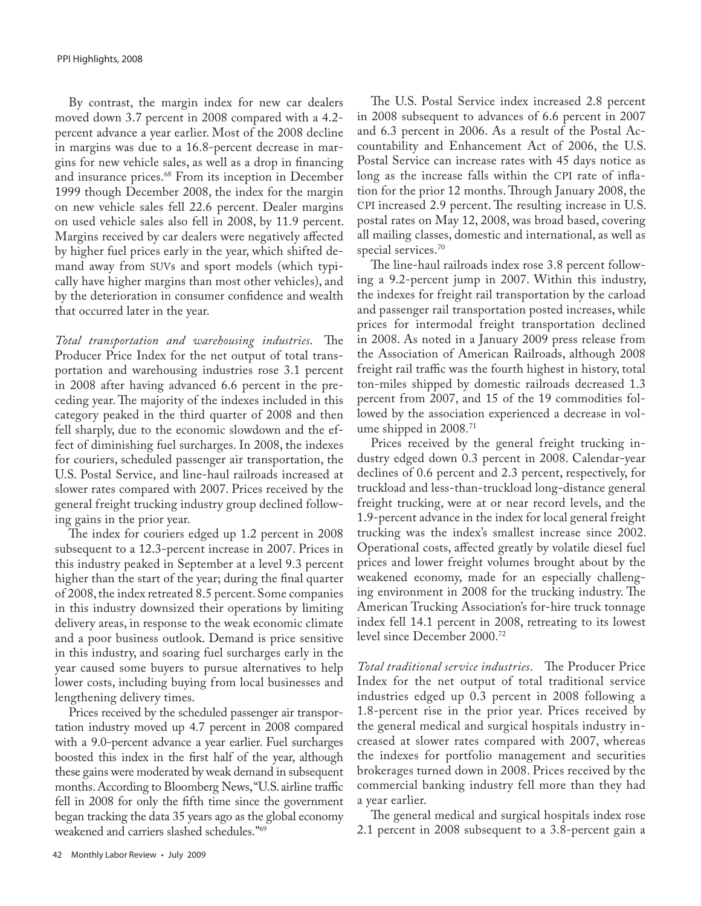By contrast, the margin index for new car dealers moved down 3.7 percent in 2008 compared with a 4.2-percent advance a year earlier. Most of the 2008 decline in margins was due to a 16.8-percent decrease in margins for new vehicle sales, as well as a drop in financing and insurance prices.[68] From its inception in December 1999 though December 2008, the index for the margin on new vehicle sales fell 22.6 percent. Dealer margins on used vehicle sales also fell in 2008, by 11.9 percent. Margins received by car dealers were negatively affected by higher fuel prices early in the year, which shifted demand away from SUVs and sport models (which typically have higher margins than most other vehicles), and by the deterioration in consumer confidence and wealth that occurred later in the year.

*Total transportation and warehousing industries*. The Producer Price Index for the net output of total transportation and warehousing industries rose 3.1 percent in 2008 after having advanced 6.6 percent in the preceding year. The majority of the indexes included in this category peaked in the third quarter of 2008 and then fell sharply, due to the economic slowdown and the effect of diminishing fuel surcharges. In 2008, the indexes for couriers, scheduled passenger air transportation, the U.S. Postal Service, and line-haul railroads increased at slower rates compared with 2007. Prices received by the general freight trucking industry group declined following gains in the prior year.

The index for couriers edged up 1.2 percent in 2008 subsequent to a 12.3-percent increase in 2007. Prices in this industry peaked in September at a level 9.3 percent higher than the start of the year; during the final quarter of 2008, the index retreated 8.5 percent. Some companies in this industry downsized their operations by limiting delivery areas, in response to the weak economic climate and a poor business outlook. Demand is price sensitive in this industry, and soaring fuel surcharges early in the year caused some buyers to pursue alternatives to help lower costs, including buying from local businesses and lengthening delivery times.

Prices received by the scheduled passenger air transportation industry moved up 4.7 percent in 2008 compared with a 9.0-percent advance a year earlier. Fuel surcharges boosted this index in the first half of the year, although these gains were moderated by weak demand in subsequent months. According to Bloomberg News, "U.S. airline traffic fell in 2008 for only the fifth time since the government began tracking the data 35 years ago as the global economy weakened and carriers slashed schedules."[69]

The U.S. Postal Service index increased 2.8 percent in 2008 subsequent to advances of 6.6 percent in 2007 and 6.3 percent in 2006. As a result of the Postal Accountability and Enhancement Act of 2006, the U.S. Postal Service can increase rates with 45 days notice as long as the increase falls within the CPI rate of inflation for the prior 12 months. Through January 2008, the CPI increased 2.9 percent. The resulting increase in U.S. postal rates on May 12, 2008, was broad based, covering all mailing classes, domestic and international, as well as special services.[70]

The line-haul railroads index rose 3.8 percent following a 9.2-percent jump in 2007. Within this industry, the indexes for freight rail transportation by the carload and passenger rail transportation posted increases, while prices for intermodal freight transportation declined in 2008. As noted in a January 2009 press release from the Association of American Railroads, although 2008 freight rail traffic was the fourth highest in history, total ton-miles shipped by domestic railroads decreased 1.3 percent from 2007, and 15 of the 19 commodities followed by the association experienced a decrease in volume shipped in 2008.[71]

Prices received by the general freight trucking industry edged down 0.3 percent in 2008. Calendar-year declines of 0.6 percent and 2.3 percent, respectively, for truckload and less-than-truckload long-distance general freight trucking, were at or near record levels, and the 1.9-percent advance in the index for local general freight trucking was the index's smallest increase since 2002. Operational costs, affected greatly by volatile diesel fuel prices and lower freight volumes brought about by the weakened economy, made for an especially challenging environment in 2008 for the trucking industry. The American Trucking Association's for-hire truck tonnage index fell 14.1 percent in 2008, retreating to its lowest level since December 2000.[72]

*Total traditional service industries*. The Producer Price Index for the net output of total traditional service industries edged up 0.3 percent in 2008 following a 1.8-percent rise in the prior year. Prices received by the general medical and surgical hospitals industry increased at slower rates compared with 2007, whereas the indexes for portfolio management and securities brokerages turned down in 2008. Prices received by the commercial banking industry fell more than they had a year earlier.

The general medical and surgical hospitals index rose 2.1 percent in 2008 subsequent to a 3.8-percent gain a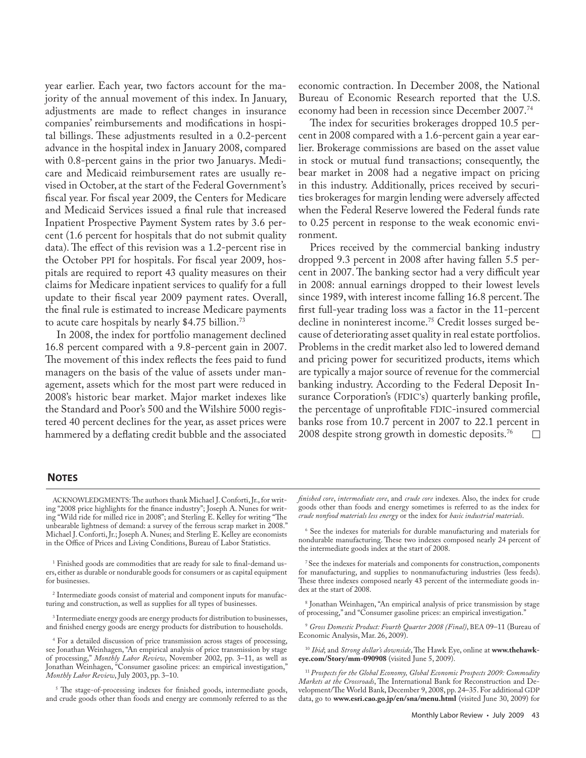year earlier. Each year, two factors account for the majority of the annual movement of this index. In January, adjustments are made to reflect changes in insurance companies' reimbursements and modifications in hospital billings. These adjustments resulted in a 0.2-percent advance in the hospital index in January 2008, compared with 0.8-percent gains in the prior two Januarys. Medicare and Medicaid reimbursement rates are usually revised in October, at the start of the Federal Government's fiscal year. For fiscal year 2009, the Centers for Medicare and Medicaid Services issued a final rule that increased Inpatient Prospective Payment System rates by 3.6 percent (1.6 percent for hospitals that do not submit quality data). The effect of this revision was a 1.2-percent rise in the October PPI for hospitals. For fiscal year 2009, hospitals are required to report 43 quality measures on their claims for Medicare inpatient services to qualify for a full update to their fiscal year 2009 payment rates. Overall, the final rule is estimated to increase Medicare payments to acute care hospitals by nearly $4.75 billion.[73]

In 2008, the index for portfolio management declined 16.8 percent compared with a 9.8-percent gain in 2007. The movement of this index reflects the fees paid to fund managers on the basis of the value of assets under management, assets which for the most part were reduced in 2008's historic bear market. Major market indexes like the Standard and Poor's 500 and the Wilshire 5000 registered 40 percent declines for the year, as asset prices were hammered by a deflating credit bubble and the associated economic contraction. In December 2008, the National Bureau of Economic Research reported that the U.S. economy had been in recession since December 2007.[74]

The index for securities brokerages dropped 10.5 percent in 2008 compared with a 1.6-percent gain a year earlier. Brokerage commissions are based on the asset value in stock or mutual fund transactions; consequently, the bear market in 2008 had a negative impact on pricing in this industry. Additionally, prices received by securities brokerages for margin lending were adversely affected when the Federal Reserve lowered the Federal funds rate to 0.25 percent in response to the weak economic environment.

Prices received by the commercial banking industry dropped 9.3 percent in 2008 after having fallen 5.5 percent in 2007. The banking sector had a very difficult year in 2008: annual earnings dropped to their lowest levels since 1989, with interest income falling 16.8 percent. The first full-year trading loss was a factor in the 11-percent decline in noninterest income.[75] Credit losses surged because of deteriorating asset quality in real estate portfolios. Problems in the credit market also led to lowered demand and pricing power for securitized products, items which are typically a major source of revenue for the commercial banking industry. According to the Federal Deposit Insurance Corporation's (FDIC's) quarterly banking profile, the percentage of unprofitable FDIC-insured commercial banks rose from 10.7 percent in 2007 to 22.1 percent in 2008 despite strong growth in domestic deposits.[76] □

## Notes

ACKNOWLEDGMENTS: The authors thank Michael J. Conforti, Jr., for writing "2008 price highlights for the finance industry"; Joseph A. Nunes for writing "Wild ride for milled rice in 2008"; and Sterling E. Kelley for writing "The unbearable lightness of demand: a survey of the ferrous scrap market in 2008." Michael J. Conforti, Jr.; Joseph A. Nunes; and Sterling E. Kelley are economists in the Office of Prices and Living Conditions, Bureau of Labor Statistics.

[1] Finished goods are commodities that are ready for sale to final-demand users, either as durable or nondurable goods for consumers or as capital equipment for businesses.

[2] Intermediate goods consist of material and component inputs for manufacturing and construction, as well as supplies for all types of businesses.

[3] Intermediate energy goods are energy products for distribution to businesses, and finished energy goods are energy products for distribution to households.

[4] For a detailed discussion of price transmission across stages of processing, see Jonathan Weinhagen, "An empirical analysis of price transmission by stage of processing," *Monthly Labor Review*, November 2002, pp. 3–11, as well as Jonathan Weinhagen, "Consumer gasoline prices: an empirical investigation," *Monthly Labor Review*, July 2003, pp. 3–10.

[5] The stage-of-processing indexes for finished goods, intermediate goods, and crude goods other than foods and energy are commonly referred to as the *finished core*, *intermediate core*, and *crude core* indexes. Also, the index for crude goods other than foods and energy sometimes is referred to as the index for *crude nonfood materials less energy* or the index for *basic industrial materials*.

[6] See the indexes for materials for durable manufacturing and materials for nondurable manufacturing. These two indexes composed nearly 24 percent of the intermediate goods index at the start of 2008.

[7] See the indexes for materials and components for construction, components for manufacturing, and supplies to nonmanufacturing industries (less feeds). These three indexes composed nearly 43 percent of the intermediate goods index at the start of 2008.

[8] Jonathan Weinhagen, "An empirical analysis of price transmission by stage of processing," and "Consumer gasoline prices: an empirical investigation."

[9] *Gross Domestic Product: Fourth Quarter 2008 (Final)*, BEA 09–11 (Bureau of Economic Analysis, Mar. 26, 2009).

[10] *Ibid*; and *Strong dollar's downside*, The Hawk Eye, online at **www.thehawkeye.com/Story/mm-090908** (visited June 5, 2009).

[11] *Prospects for the Global Economy, Global Economic Prospects 2009: Commodity Markets at the Crossroads*, The International Bank for Reconstruction and Development/The World Bank, December 9, 2008, pp. 24–35. For additional GDP data, go to **www.esri.cao.go.jp/en/sna/menu.html** (visited June 30, 2009) for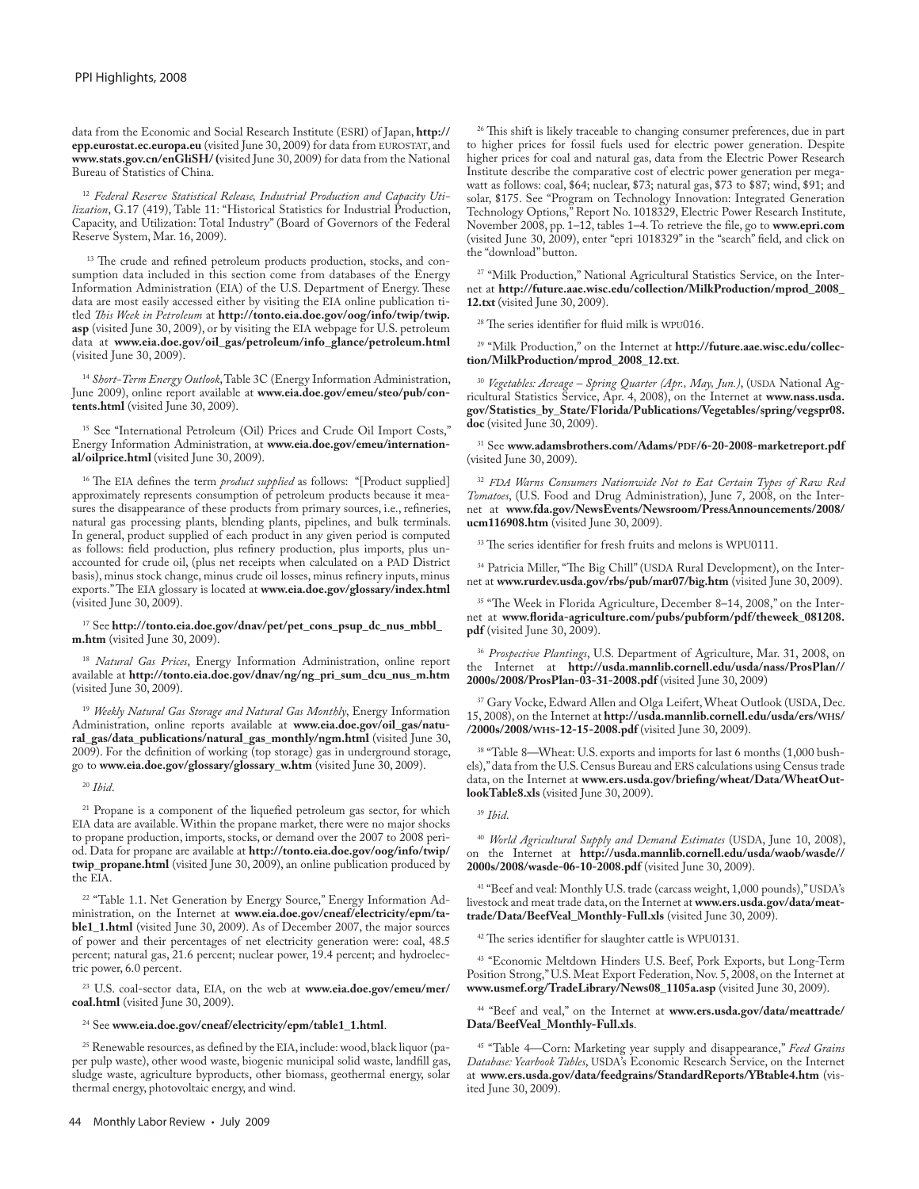data from the Economic and Social Research Institute (ESRI) of Japan, **http://epp.eurostat.ec.europa.eu** (visited June 30, 2009) for data from EUROSTAT, and **www.stats.gov.cn/enGliSH/** (visited June 30, 2009) for data from the National Bureau of Statistics of China.

[12] *Federal Reserve Statistical Release, Industrial Production and Capacity Utilization*, G.17 (419), Table 11: "Historical Statistics for Industrial Production, Capacity, and Utilization: Total Industry" (Board of Governors of the Federal Reserve System, Mar. 16, 2009).

[13] The crude and refined petroleum products production, stocks, and consumption data included in this section come from databases of the Energy Information Administration (EIA) of the U.S. Department of Energy. These data are most easily accessed either by visiting the EIA online publication titled *This Week in Petroleum* at **http://tonto.eia.doe.gov/oog/info/twip/twip.asp** (visited June 30, 2009), or by visiting the EIA webpage for U.S. petroleum data at **www.eia.doe.gov/oil_gas/petroleum/info_glance/petroleum.html** (visited June 30, 2009).

[14] *Short-Term Energy Outlook*, Table 3C (Energy Information Administration, June 2009), online report available at **www.eia.doe.gov/emeu/steo/pub/contents.html** (visited June 30, 2009).

[15] See "International Petroleum (Oil) Prices and Crude Oil Import Costs," Energy Information Administration, at **www.eia.doe.gov/emeu/international/oilprice.html** (visited June 30, 2009).

[16] The EIA defines the term *product supplied* as follows: "[Product supplied] approximately represents consumption of petroleum products because it measures the disappearance of these products from primary sources, i.e., refineries, natural gas processing plants, blending plants, pipelines, and bulk terminals. In general, product supplied of each product in any given period is computed as follows: field production, plus refinery production, plus imports, plus unaccounted for crude oil, (plus net receipts when calculated on a PAD District basis), minus stock change, minus crude oil losses, minus refinery inputs, minus exports." The EIA glossary is located at **www.eia.doe.gov/glossary/index.html** (visited June 30, 2009).

[17] See **http://tonto.eia.doe.gov/dnav/pet/pet_cons_psup_dc_nus_mbbl_m.htm** (visited June 30, 2009).

[18] *Natural Gas Prices*, Energy Information Administration, online report available at **http://tonto.eia.doe.gov/dnav/ng/ng_pri_sum_dcu_nus_m.htm** (visited June 30, 2009).

[19] *Weekly Natural Gas Storage and Natural Gas Monthly*, Energy Information Administration, online reports available at **www.eia.doe.gov/oil_gas/natural_gas/data_publications/natural_gas_monthly/ngm.html** (visited June 30, 2009). For the definition of working (top storage) gas in underground storage, go to **www.eia.doe.gov/glossary/glossary_w.htm** (visited June 30, 2009).

[20] *Ibid*.

[21] Propane is a component of the liquefied petroleum gas sector, for which EIA data are available. Within the propane market, there were no major shocks to propane production, imports, stocks, or demand over the 2007 to 2008 period. Data for propane are available at **http://tonto.eia.doe.gov/oog/info/twip/twip_propane.html** (visited June 30, 2009), an online publication produced by the EIA.

[22] "Table 1.1. Net Generation by Energy Source," Energy Information Administration, on the Internet at **www.eia.doe.gov/cneaf/electricity/epm/table1_1.html** (visited June 30, 2009). As of December 2007, the major sources of power and their percentages of net electricity generation were: coal, 48.5 percent; natural gas, 21.6 percent; nuclear power, 19.4 percent; and hydroelectric power, 6.0 percent.

[23] U.S. coal-sector data, EIA, on the web at **www.eia.doe.gov/emeu/mer/coal.html** (visited June 30, 2009).

[24] See **www.eia.doe.gov/cneaf/electricity/epm/table1_1.html**.

[25] Renewable resources, as defined by the EIA, include: wood, black liquor (paper pulp waste), other wood waste, biogenic municipal solid waste, landfill gas, sludge waste, agriculture byproducts, other biomass, geothermal energy, solar thermal energy, photovoltaic energy, and wind.

[26] This shift is likely traceable to changing consumer preferences, due in part to higher prices for fossil fuels used for electric power generation. Despite higher prices for coal and natural gas, data from the Electric Power Research Institute describe the comparative cost of electric power generation per megawatt as follows: coal, $64; nuclear, $73; natural gas, $73 to $87; wind, $91; and solar, $175. See "Program on Technology Innovation: Integrated Generation Technology Options," Report No. 1018329, Electric Power Research Institute, November 2008, pp. 1–12, tables 1–4. To retrieve the file, go to **www.epri.com** (visited June 30, 2009), enter "epri 1018329" in the "search" field, and click on the "download" button.

[27] "Milk Production," National Agricultural Statistics Service, on the Internet at **http://future.aae.wisc.edu/collection/MilkProduction/mprod_2008_12.txt** (visited June 30, 2009).

[28] The series identifier for fluid milk is WPU016.

[29] "Milk Production," on the Internet at **http://future.aae.wisc.edu/collection/MilkProduction/mprod_2008_12.txt**.

[30] *Vegetables: Acreage – Spring Quarter (Apr., May, Jun.)*, (USDA National Agricultural Statistics Service, Apr. 4, 2008), on the Internet at **www.nass.usda.gov/Statistics_by_State/Florida/Publications/Vegetables/spring/vegspr08.doc** (visited June 30, 2009).

[31] See **www.adamsbrothers.com/Adams/PDF/6-20-2008-marketreport.pdf** (visited June 30, 2009).

[32] *FDA Warns Consumers Nationwide Not to Eat Certain Types of Raw Red Tomatoes*, (U.S. Food and Drug Administration), June 7, 2008, on the Internet at **www.fda.gov/NewsEvents/Newsroom/PressAnnouncements/2008/ucm116908.htm** (visited June 30, 2009).

[33] The series identifier for fresh fruits and melons is WPU0111.

[34] Patricia Miller, "The Big Chill" (USDA Rural Development), on the Internet at **www.rurdev.usda.gov/rbs/pub/mar07/big.htm** (visited June 30, 2009).

[35] "The Week in Florida Agriculture, December 8–14, 2008," on the Internet at **www.florida-agriculture.com/pubs/pubform/pdf/theweek_081208.pdf** (visited June 30, 2009).

[36] *Prospective Plantings*, U.S. Department of Agriculture, Mar. 31, 2008, on the Internet at **http://usda.mannlib.cornell.edu/usda/nass/ProsPlan//2000s/2008/ProsPlan-03-31-2008.pdf** (visited June 30, 2009)

[37] Gary Vocke, Edward Allen and Olga Leifert, Wheat Outlook (USDA, Dec. 15, 2008), on the Internet at **http://usda.mannlib.cornell.edu/usda/ers/WHS//2000s/2008/WHS-12-15-2008.pdf** (visited June 30, 2009).

[38] "Table 8—Wheat: U.S. exports and imports for last 6 months (1,000 bushels)," data from the U.S. Census Bureau and ERS calculations using Census trade data, on the Internet at **www.ers.usda.gov/briefing/wheat/Data/WheatOutlookTable8.xls** (visited June 30, 2009).

[39] *Ibid*.

[40] *World Agricultural Supply and Demand Estimates* (USDA, June 10, 2008), on the Internet at **http://usda.mannlib.cornell.edu/usda/waob/wasde//2000s/2008/wasde-06-10-2008.pdf** (visited June 30, 2009).

[41] "Beef and veal: Monthly U.S. trade (carcass weight, 1,000 pounds)," USDA's livestock and meat trade data, on the Internet at **www.ers.usda.gov/data/meattrade/Data/BeefVeal_Monthly-Full.xls** (visited June 30, 2009).

[42] The series identifier for slaughter cattle is WPU0131.

[43] "Economic Meltdown Hinders U.S. Beef, Pork Exports, but Long-Term Position Strong," U.S. Meat Export Federation, Nov. 5, 2008, on the Internet at **www.usmef.org/TradeLibrary/News08_1105a.asp** (visited June 30, 2009).

[44] "Beef and veal," on the Internet at **www.ers.usda.gov/data/meattrade/Data/BeefVeal_Monthly-Full.xls**.

[45] "Table 4—Corn: Marketing year supply and disappearance," *Feed Grains Database: Yearbook Tables*, USDA's Economic Research Service, on the Internet at **www.ers.usda.gov/data/feedgrains/StandardReports/YBtable4.htm** (visited June 30, 2009).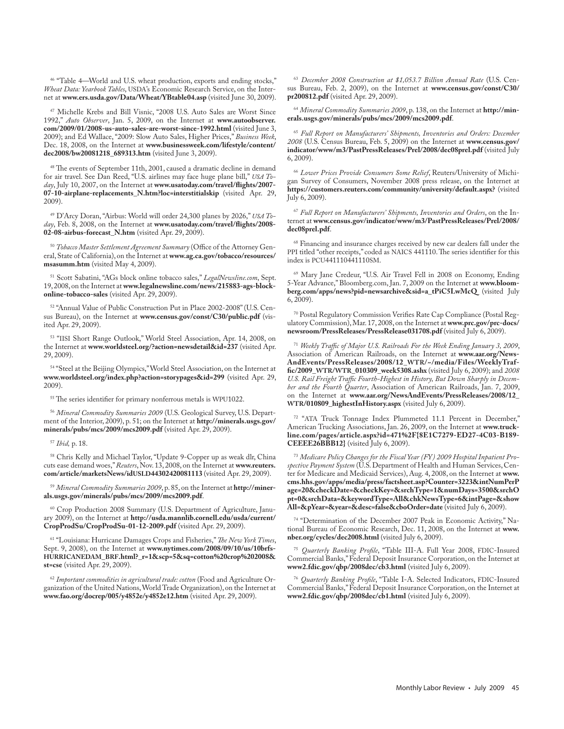[46] "Table 4—World and U.S. wheat production, exports and ending stocks," *Wheat Data: Yearbook Tables*, USDA's Economic Research Service, on the Internet at **www.ers.usda.gov/Data/Wheat/YBtable04.asp** (visited June 30, 2009).

[47] Michelle Krebs and Bill Visnic, "2008 U.S. Auto Sales are Worst Since 1992," *Auto Observer*, Jan. 5, 2009, on the Internet at **www.autoobserver.com/2009/01/2008-us-auto-sales-are-worst-since-1992.html** (visited June 3, 2009); and Ed Wallace, "2009: Slow Auto Sales, Higher Prices," *Business Week*, Dec. 18, 2008, on the Internet at **www.businessweek.com/lifestyle/content/dec2008/bw20081218_689313.htm** (visited June 3, 2009).

[48] The events of September 11th, 2001, caused a dramatic decline in demand for air travel. See Dan Reed, "U.S. airlines may face huge plane bill," *USA Today*, July 10, 2007, on the Internet at **www.usatoday.com/travel/flights/2007-07-10-airplane-replacements_N.htm?loc=interstitialskip** (visited Apr. 29, 2009).

[49] D'Arcy Doran, "Airbus: World will order 24,300 planes by 2026," *USA Today*, Feb. 8, 2008, on the Internet at **www.usatoday.com/travel/flights/2008-02-08-airbus-forecast_N.htm** (visited Apr. 29, 2009).

[50] *Tobacco Master Settlement Agreement Summary* (Office of the Attorney General, State of California), on the Internet at **www.ag.ca.gov/tobacco/resources/msasumm.htm** (visited May 4, 2009).

[51] Scott Sabatini, "AGs block online tobacco sales," *LegalNewsline.com*, Sept. 19, 2008, on the Internet at **www.legalnewsline.com/news/215883-ags-block-online-tobacco-sales** (visited Apr. 29, 2009).

[52] "Annual Value of Public Construction Put in Place 2002-2008" (U.S. Census Bureau), on the Internet at **www.census.gov/const/C30/public.pdf** (visited Apr. 29, 2009).

[53] "IISI Short Range Outlook," World Steel Association, Apr. 14, 2008, on the Internet at **www.worldsteel.org/?action=newsdetail&id=237** (visited Apr. 29, 2009).

[54] "Steel at the Beijing Olympics," World Steel Association, on the Internet at **www.worldsteel.org/index.php?action=storypages&id=299** (visited Apr. 29, 2009).

[55] The series identifier for primary nonferrous metals is WPU1022.

[56] *Mineral Commodity Summaries 2009* (U.S. Geological Survey, U.S. Department of the Interior, 2009), p. 51; on the Internet at **http://minerals.usgs.gov/minerals/pubs/mcs/2009/mcs2009.pdf** (visited Apr. 29, 2009).

[57] *Ibid,* p. 18.

[58] Chris Kelly and Michael Taylor, "Update 9-Copper up as weak dlr, China cuts ease demand woes," *Reuters*, Nov. 13, 2008, on the Internet at **www.reuters.com/article/marketsNews/idUSLD44302420081113** (visited Apr. 29, 2009).

[59] *Mineral Commodity Summaries 2009*, p. 85, on the Internet at **http://minerals.usgs.gov/minerals/pubs/mcs/2009/mcs2009.pdf**.

[60] Crop Production 2008 Summary (U.S. Department of Agriculture, January 2009), on the Internet at **http://usda.mannlib.cornell.edu/usda/current/CropProdSu/CropProdSu-01-12-2009.pdf** (visited Apr. 29, 2009).

[61] "Louisiana: Hurricane Damages Crops and Fisheries," *The New York Times*, Sept. 9, 2008), on the Internet at **www.nytimes.com/2008/09/10/us/10brfs-HURRICANEDAM_BRF.html?_r=1&scp=5&sq=cotton%20crop%202008&st=cse** (visited Apr. 29, 2009).

[62] *Important commodities in agricultural trade: cotton* (Food and Agriculture Organization of the United Nations, World Trade Organization), on the Internet at **www.fao.org/docrep/005/y4852e/y4852e12.htm** (visited Apr. 29, 2009).

[63] *December 2008 Construction at $1,053.7 Billion Annual Rate* (U.S. Census Bureau, Feb. 2, 2009), on the Internet at **www.census.gov/const/C30/pr200812.pdf** (visited Apr. 29, 2009).

[64] *Mineral Commodity Summaries 2009*, p. 138, on the Internet at **http://minerals.usgs.gov/minerals/pubs/mcs/2009/mcs2009.pdf**.

[65] *Full Report on Manufacturers' Shipments, Inventories and Orders: December 2008* (U.S. Census Bureau, Feb. 5, 2009) on the Internet at **www.census.gov/indicator/www/m3/PastPressReleases/Prel/2008/dec08prel.pdf** (visited July 6, 2009).

[66] *Lower Prices Provide Consumers Some Relief*, Reuters/University of Michigan Survey of Consumers, November 2008 press release, on the Internet at **https://customers.reuters.com/community/university/default.aspx?** (visited July 6, 2009).

[67] *Full Report on Manufacturers' Shipments, Inventories and Orders*, on the Internet at **www.census.gov/indicator/www/m3/PastPressReleases/Prel/2008/dec08prel.pdf**.

[68] Financing and insurance charges received by new car dealers fall under the PPI titled "other receipts," coded as NAICS 441110. The series identifier for this index is PCU441110441110SM.

[69] Mary Jane Credeur, "U.S. Air Travel Fell in 2008 on Economy, Ending 5-Year Advance," Bloomberg.com, Jan. 7, 2009 on the Internet at **www.bloomberg.com/apps/news?pid=newsarchive&sid=a_tPiC5LwMcQ** (visited July 6, 2009).

[70] Postal Regulatory Commission Verifies Rate Cap Compliance (Postal Regulatory Commission), Mar. 17, 2008, on the Internet at **www.prc.gov/prc-docs/newsroom/PressReleases/PressRelease031708.pdf** (visited July 6, 2009).

[71] *Weekly Traffic of Major U.S. Railroads For the Week Ending January 3, 2009*, Association of American Railroads, on the Internet at **www.aar.org/News-AndEvents/PressReleases/2008/12_WTR/~/media/Files/WeeklyTraffic/2009_WTR/WTR_010309_week5308.ashx** (visited July 6, 2009); and *2008 U.S. Rail Freight Traffic Fourth-Highest in History, But Down Sharply in December and the Fourth Quarter*, Association of American Railroads, Jan. 7, 2009, on the Internet at **www.aar.org/NewsAndEvents/PressReleases/2008/12_WTR/010809_highestInHistory.aspx** (visited July 6, 2009).

[72] "ATA Truck Tonnage Index Plummeted 11.1 Percent in December," American Trucking Associations, Jan. 26, 2009, on the Internet at **www.truckline.com/pages/article.aspx?id=471%2F{8E1C7279-ED27-4C03-B189-CEEEE26BBB12}** (visited July 6, 2009).

[73] *Medicare Policy Changes for the Fiscal Year (FY) 2009 Hospital Inpatient Prospective Payment System* (U.S. Department of Health and Human Services, Center for Medicare and Medicaid Services), Aug. 4, 2008, on the Internet at **www.cms.hhs.gov/apps/media/press/factsheet.asp?Counter=3223&intNumPerPage=20&checkDate=&checkKey=&srchType=1&numDays=3500&srchOpt=0&srchData=&keywordType=All&chkNewsType=6&intPage=&showAll=&pYear=&year=&desc=false&cboOrder=date** (visited July 6, 2009).

[74] "Determination of the December 2007 Peak in Economic Activity," National Bureau of Economic Research, Dec. 11, 2008, on the Internet at **www.nber.org/cycles/dec2008.html** (visited July 6, 2009).

[75] *Quarterly Banking Profile*, "Table III-A. Full Year 2008, FDIC-Insured Commercial Banks," Federal Deposit Insurance Corporation, on the Internet at **www2.fdic.gov/qbp/2008dec/cb3.html** (visited July 6, 2009).

[76] *Quarterly Banking Profile*, "Table I-A. Selected Indicators, FDIC-Insured Commercial Banks," Federal Deposit Insurance Corporation, on the Internet at **www2.fdic.gov/qbp/2008dec/cb1.html** (visited July 6, 2009).